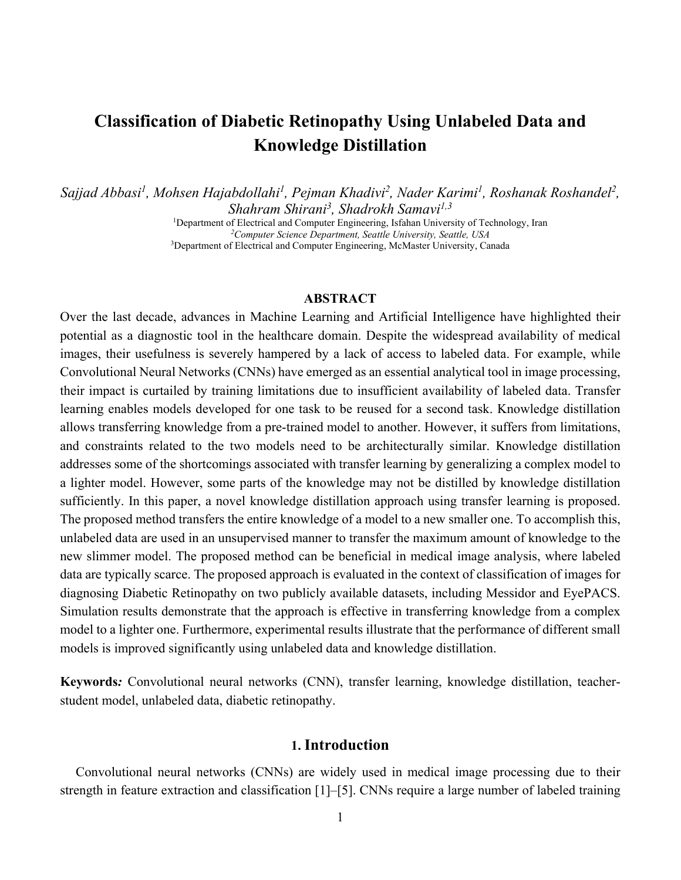# Classification of Diabetic Retinopathy Using Unlabeled Data and Knowledge Distillation

*Sajjad Abbasi[1], Mohsen Hajabdollahi[1], Pejman Khadivi[2], Nader Karimi[1], Roshanak Roshandel[2], Shahram Shirani[3], Shadrokh Samavi[1,3]*

[1]Department of Electrical and Computer Engineering, Isfahan University of Technology, Iran
[2]*Computer Science Department, Seattle University, Seattle, USA*
[3]Department of Electrical and Computer Engineering, McMaster University, Canada

## ABSTRACT

Over the last decade, advances in Machine Learning and Artificial Intelligence have highlighted their potential as a diagnostic tool in the healthcare domain. Despite the widespread availability of medical images, their usefulness is severely hampered by a lack of access to labeled data. For example, while Convolutional Neural Networks (CNNs) have emerged as an essential analytical tool in image processing, their impact is curtailed by training limitations due to insufficient availability of labeled data. Transfer learning enables models developed for one task to be reused for a second task. Knowledge distillation allows transferring knowledge from a pre-trained model to another. However, it suffers from limitations, and constraints related to the two models need to be architecturally similar. Knowledge distillation addresses some of the shortcomings associated with transfer learning by generalizing a complex model to a lighter model. However, some parts of the knowledge may not be distilled by knowledge distillation sufficiently. In this paper, a novel knowledge distillation approach using transfer learning is proposed. The proposed method transfers the entire knowledge of a model to a new smaller one. To accomplish this, unlabeled data are used in an unsupervised manner to transfer the maximum amount of knowledge to the new slimmer model. The proposed method can be beneficial in medical image analysis, where labeled data are typically scarce. The proposed approach is evaluated in the context of classification of images for diagnosing Diabetic Retinopathy on two publicly available datasets, including Messidor and EyePACS. Simulation results demonstrate that the approach is effective in transferring knowledge from a complex model to a lighter one. Furthermore, experimental results illustrate that the performance of different small models is improved significantly using unlabeled data and knowledge distillation.

**Keywords***:* Convolutional neural networks (CNN), transfer learning, knowledge distillation, teacher-student model, unlabeled data, diabetic retinopathy.

## 1. Introduction

Convolutional neural networks (CNNs) are widely used in medical image processing due to their strength in feature extraction and classification [1]–[5]. CNNs require a large number of labeled training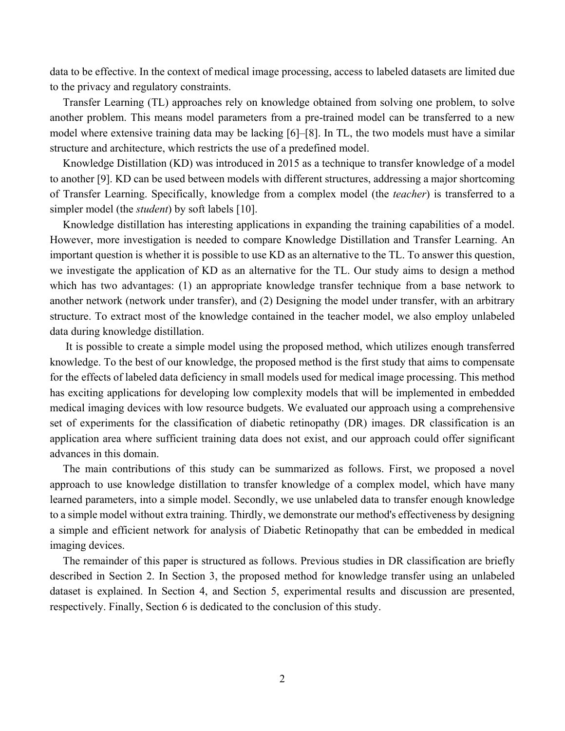data to be effective. In the context of medical image processing, access to labeled datasets are limited due to the privacy and regulatory constraints.

Transfer Learning (TL) approaches rely on knowledge obtained from solving one problem, to solve another problem. This means model parameters from a pre-trained model can be transferred to a new model where extensive training data may be lacking [6]–[8]. In TL, the two models must have a similar structure and architecture, which restricts the use of a predefined model.

Knowledge Distillation (KD) was introduced in 2015 as a technique to transfer knowledge of a model to another [9]. KD can be used between models with different structures, addressing a major shortcoming of Transfer Learning. Specifically, knowledge from a complex model (the *teacher*) is transferred to a simpler model (the *student*) by soft labels [10].

Knowledge distillation has interesting applications in expanding the training capabilities of a model. However, more investigation is needed to compare Knowledge Distillation and Transfer Learning. An important question is whether it is possible to use KD as an alternative to the TL. To answer this question, we investigate the application of KD as an alternative for the TL. Our study aims to design a method which has two advantages: (1) an appropriate knowledge transfer technique from a base network to another network (network under transfer), and (2) Designing the model under transfer, with an arbitrary structure. To extract most of the knowledge contained in the teacher model, we also employ unlabeled data during knowledge distillation.

It is possible to create a simple model using the proposed method, which utilizes enough transferred knowledge. To the best of our knowledge, the proposed method is the first study that aims to compensate for the effects of labeled data deficiency in small models used for medical image processing. This method has exciting applications for developing low complexity models that will be implemented in embedded medical imaging devices with low resource budgets. We evaluated our approach using a comprehensive set of experiments for the classification of diabetic retinopathy (DR) images. DR classification is an application area where sufficient training data does not exist, and our approach could offer significant advances in this domain.

The main contributions of this study can be summarized as follows. First, we proposed a novel approach to use knowledge distillation to transfer knowledge of a complex model, which have many learned parameters, into a simple model. Secondly, we use unlabeled data to transfer enough knowledge to a simple model without extra training. Thirdly, we demonstrate our method's effectiveness by designing a simple and efficient network for analysis of Diabetic Retinopathy that can be embedded in medical imaging devices.

The remainder of this paper is structured as follows. Previous studies in DR classification are briefly described in Section 2. In Section 3, the proposed method for knowledge transfer using an unlabeled dataset is explained. In Section 4, and Section 5, experimental results and discussion are presented, respectively. Finally, Section 6 is dedicated to the conclusion of this study.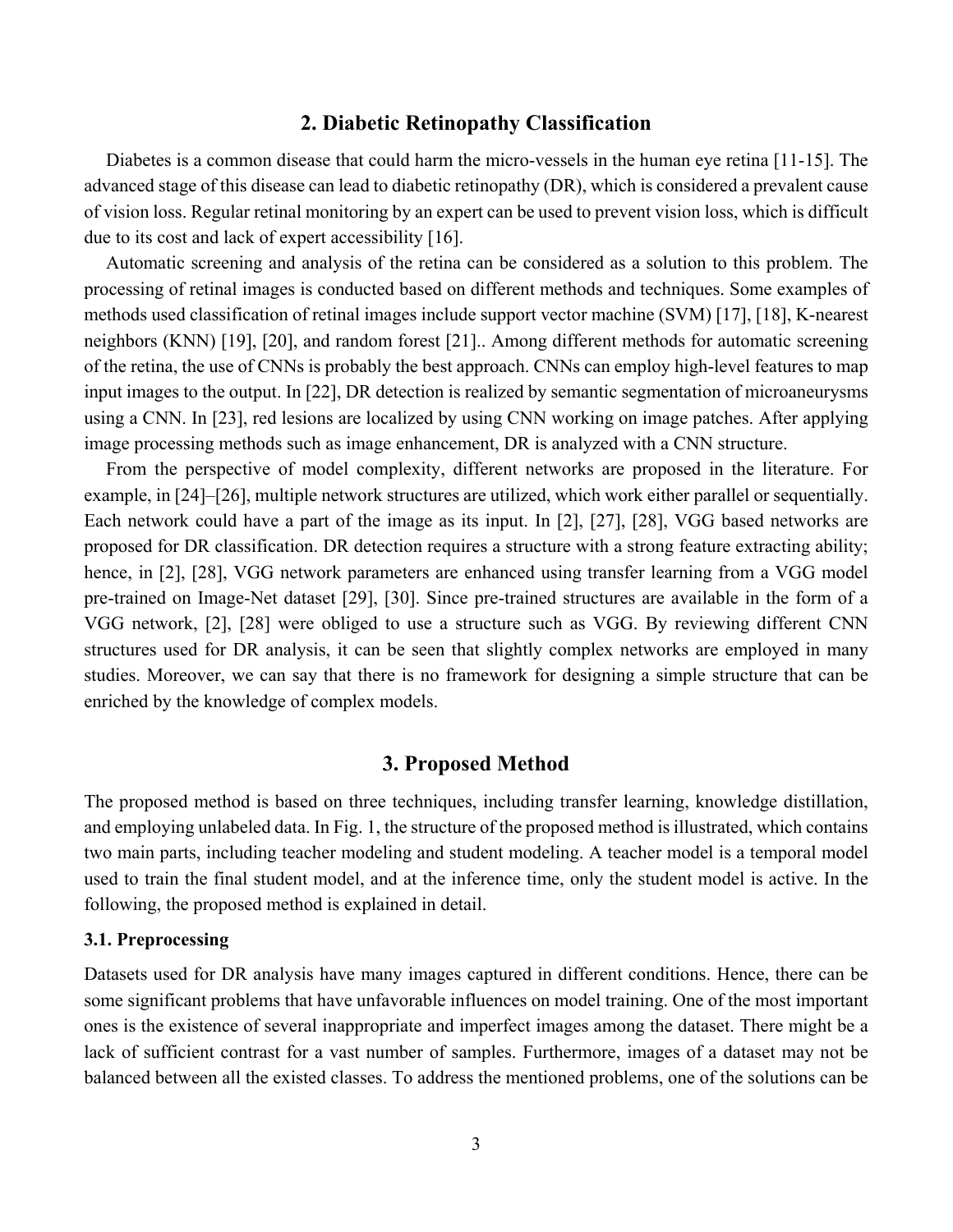## 2. Diabetic Retinopathy Classification

Diabetes is a common disease that could harm the micro-vessels in the human eye retina [11-15]. The advanced stage of this disease can lead to diabetic retinopathy (DR), which is considered a prevalent cause of vision loss. Regular retinal monitoring by an expert can be used to prevent vision loss, which is difficult due to its cost and lack of expert accessibility [16].

Automatic screening and analysis of the retina can be considered as a solution to this problem. The processing of retinal images is conducted based on different methods and techniques. Some examples of methods used classification of retinal images include support vector machine (SVM) [17], [18], K-nearest neighbors (KNN) [19], [20], and random forest [21].. Among different methods for automatic screening of the retina, the use of CNNs is probably the best approach. CNNs can employ high-level features to map input images to the output. In [22], DR detection is realized by semantic segmentation of microaneurysms using a CNN. In [23], red lesions are localized by using CNN working on image patches. After applying image processing methods such as image enhancement, DR is analyzed with a CNN structure.

From the perspective of model complexity, different networks are proposed in the literature. For example, in [24]–[26], multiple network structures are utilized, which work either parallel or sequentially. Each network could have a part of the image as its input. In [2], [27], [28], VGG based networks are proposed for DR classification. DR detection requires a structure with a strong feature extracting ability; hence, in [2], [28], VGG network parameters are enhanced using transfer learning from a VGG model pre-trained on Image-Net dataset [29], [30]. Since pre-trained structures are available in the form of a VGG network, [2], [28] were obliged to use a structure such as VGG. By reviewing different CNN structures used for DR analysis, it can be seen that slightly complex networks are employed in many studies. Moreover, we can say that there is no framework for designing a simple structure that can be enriched by the knowledge of complex models.

## 3. Proposed Method

The proposed method is based on three techniques, including transfer learning, knowledge distillation, and employing unlabeled data. In Fig. 1, the structure of the proposed method is illustrated, which contains two main parts, including teacher modeling and student modeling. A teacher model is a temporal model used to train the final student model, and at the inference time, only the student model is active. In the following, the proposed method is explained in detail.

### 3.1. Preprocessing

Datasets used for DR analysis have many images captured in different conditions. Hence, there can be some significant problems that have unfavorable influences on model training. One of the most important ones is the existence of several inappropriate and imperfect images among the dataset. There might be a lack of sufficient contrast for a vast number of samples. Furthermore, images of a dataset may not be balanced between all the existed classes. To address the mentioned problems, one of the solutions can be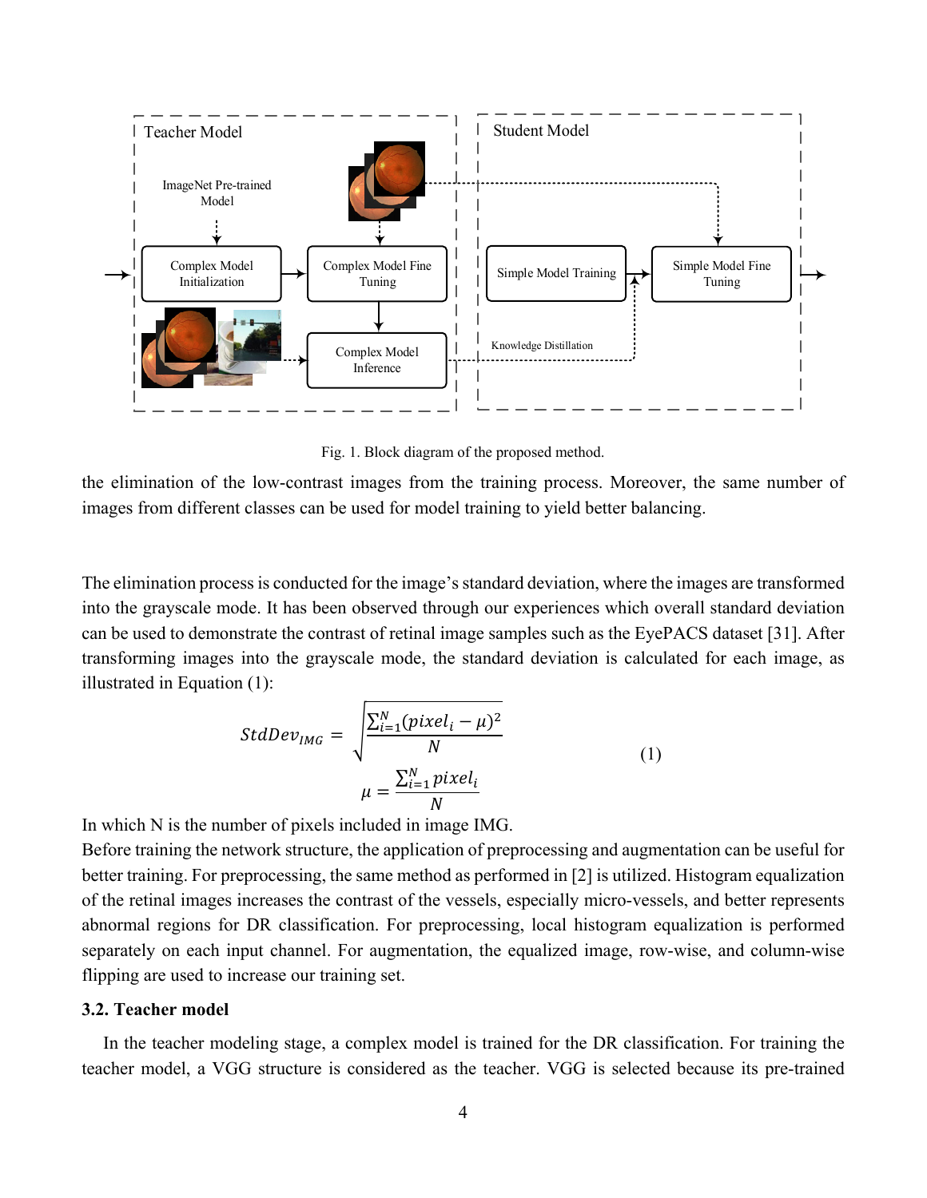Fig. 1. Block diagram of the proposed method.

the elimination of the low-contrast images from the training process. Moreover, the same number of images from different classes can be used for model training to yield better balancing.

The elimination process is conducted for the image's standard deviation, where the images are transformed into the grayscale mode. It has been observed through our experiences which overall standard deviation can be used to demonstrate the contrast of retinal image samples such as the EyePACS dataset [31]. After transforming images into the grayscale mode, the standard deviation is calculated for each image, as illustrated in Equation (1):

$$StdDev_{IMG} = \sqrt{\frac{\sum_{i=1}^{N}(pixel_i - \mu)^2}{N}}$$
$$\mu = \frac{\sum_{i=1}^{N} pixel_i}{N} \tag{1}$$

In which N is the number of pixels included in image IMG.

Before training the network structure, the application of preprocessing and augmentation can be useful for better training. For preprocessing, the same method as performed in [2] is utilized. Histogram equalization of the retinal images increases the contrast of the vessels, especially micro-vessels, and better represents abnormal regions for DR classification. For preprocessing, local histogram equalization is performed separately on each input channel. For augmentation, the equalized image, row-wise, and column-wise flipping are used to increase our training set.

### 3.2. Teacher model

In the teacher modeling stage, a complex model is trained for the DR classification. For training the teacher model, a VGG structure is considered as the teacher. VGG is selected because its pre-trained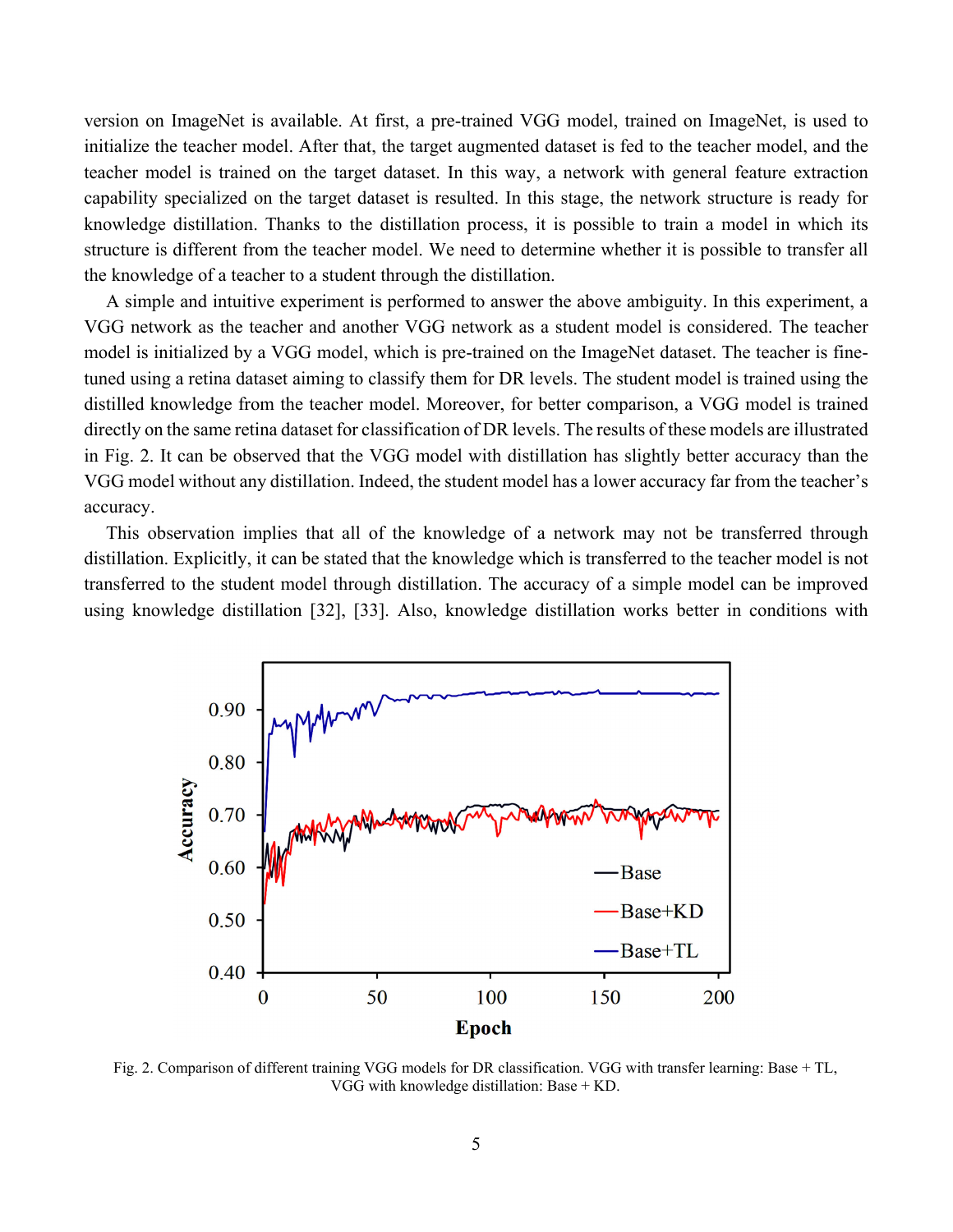version on ImageNet is available. At first, a pre-trained VGG model, trained on ImageNet, is used to initialize the teacher model. After that, the target augmented dataset is fed to the teacher model, and the teacher model is trained on the target dataset. In this way, a network with general feature extraction capability specialized on the target dataset is resulted. In this stage, the network structure is ready for knowledge distillation. Thanks to the distillation process, it is possible to train a model in which its structure is different from the teacher model. We need to determine whether it is possible to transfer all the knowledge of a teacher to a student through the distillation.

A simple and intuitive experiment is performed to answer the above ambiguity. In this experiment, a VGG network as the teacher and another VGG network as a student model is considered. The teacher model is initialized by a VGG model, which is pre-trained on the ImageNet dataset. The teacher is fine-tuned using a retina dataset aiming to classify them for DR levels. The student model is trained using the distilled knowledge from the teacher model. Moreover, for better comparison, a VGG model is trained directly on the same retina dataset for classification of DR levels. The results of these models are illustrated in Fig. 2. It can be observed that the VGG model with distillation has slightly better accuracy than the VGG model without any distillation. Indeed, the student model has a lower accuracy far from the teacher's accuracy.

This observation implies that all of the knowledge of a network may not be transferred through distillation. Explicitly, it can be stated that the knowledge which is transferred to the teacher model is not transferred to the student model through distillation. The accuracy of a simple model can be improved using knowledge distillation [32], [33]. Also, knowledge distillation works better in conditions with

Fig. 2. Comparison of different training VGG models for DR classification. VGG with transfer learning: Base + TL, VGG with knowledge distillation: Base + KD.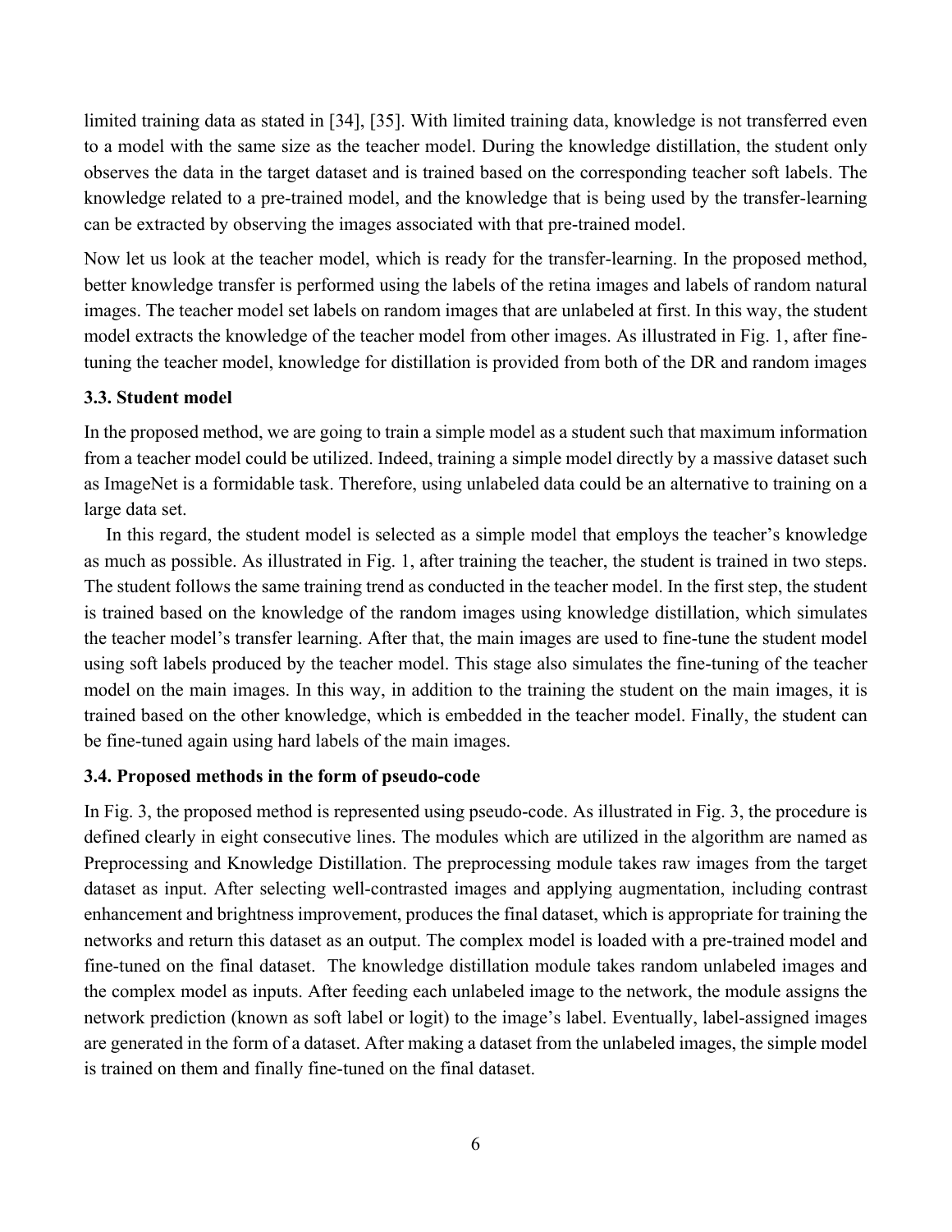limited training data as stated in [34], [35]. With limited training data, knowledge is not transferred even to a model with the same size as the teacher model. During the knowledge distillation, the student only observes the data in the target dataset and is trained based on the corresponding teacher soft labels. The knowledge related to a pre-trained model, and the knowledge that is being used by the transfer-learning can be extracted by observing the images associated with that pre-trained model.

Now let us look at the teacher model, which is ready for the transfer-learning. In the proposed method, better knowledge transfer is performed using the labels of the retina images and labels of random natural images. The teacher model set labels on random images that are unlabeled at first. In this way, the student model extracts the knowledge of the teacher model from other images. As illustrated in Fig. 1, after fine-tuning the teacher model, knowledge for distillation is provided from both of the DR and random images

### 3.3. Student model

In the proposed method, we are going to train a simple model as a student such that maximum information from a teacher model could be utilized. Indeed, training a simple model directly by a massive dataset such as ImageNet is a formidable task. Therefore, using unlabeled data could be an alternative to training on a large data set.

In this regard, the student model is selected as a simple model that employs the teacher's knowledge as much as possible. As illustrated in Fig. 1, after training the teacher, the student is trained in two steps. The student follows the same training trend as conducted in the teacher model. In the first step, the student is trained based on the knowledge of the random images using knowledge distillation, which simulates the teacher model's transfer learning. After that, the main images are used to fine-tune the student model using soft labels produced by the teacher model. This stage also simulates the fine-tuning of the teacher model on the main images. In this way, in addition to the training the student on the main images, it is trained based on the other knowledge, which is embedded in the teacher model. Finally, the student can be fine-tuned again using hard labels of the main images.

### 3.4. Proposed methods in the form of pseudo-code

In Fig. 3, the proposed method is represented using pseudo-code. As illustrated in Fig. 3, the procedure is defined clearly in eight consecutive lines. The modules which are utilized in the algorithm are named as Preprocessing and Knowledge Distillation. The preprocessing module takes raw images from the target dataset as input. After selecting well-contrasted images and applying augmentation, including contrast enhancement and brightness improvement, produces the final dataset, which is appropriate for training the networks and return this dataset as an output. The complex model is loaded with a pre-trained model and fine-tuned on the final dataset. The knowledge distillation module takes random unlabeled images and the complex model as inputs. After feeding each unlabeled image to the network, the module assigns the network prediction (known as soft label or logit) to the image's label. Eventually, label-assigned images are generated in the form of a dataset. After making a dataset from the unlabeled images, the simple model is trained on them and finally fine-tuned on the final dataset.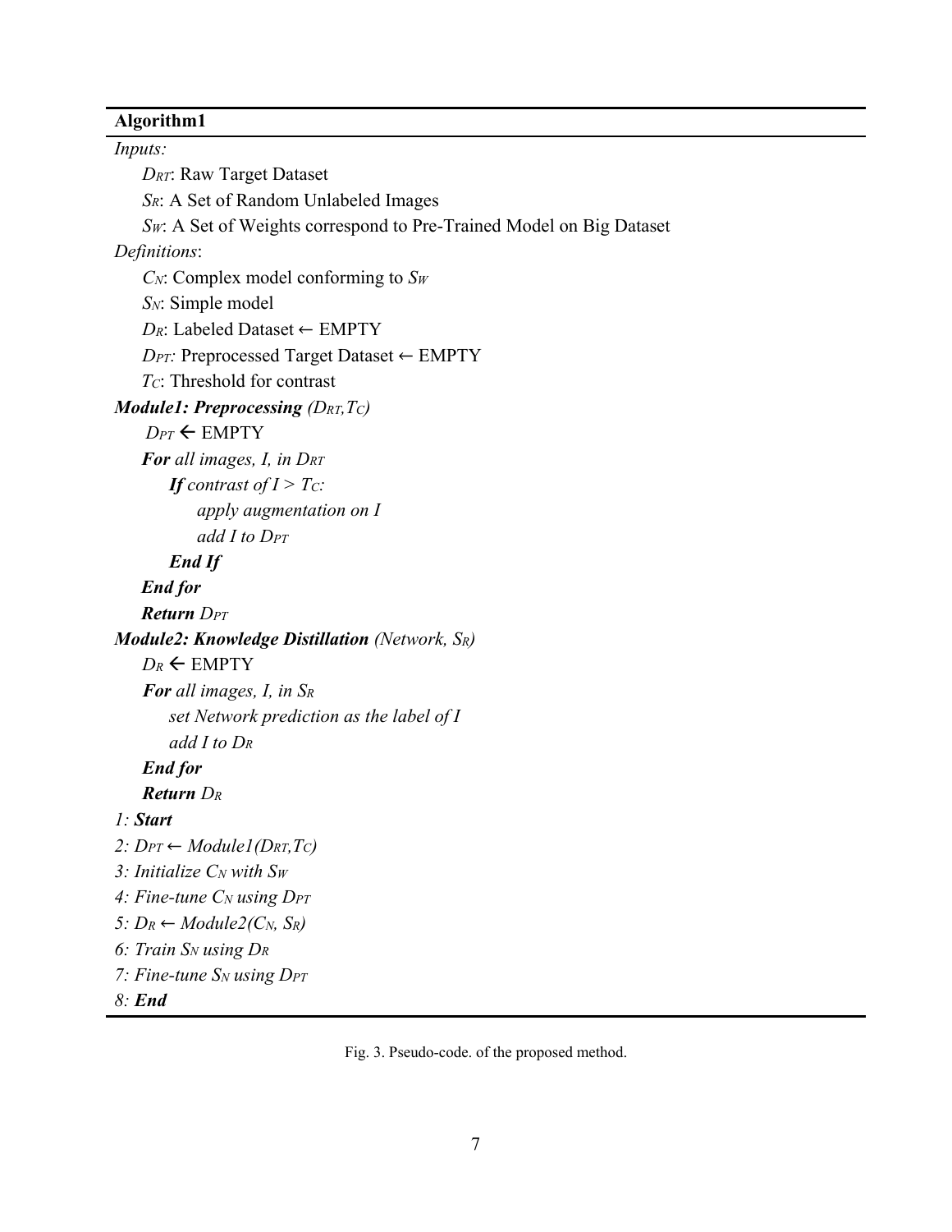**Algorithm1**

*Inputs:*

$D_{RT}$: Raw Target Dataset

$S_R$: A Set of Random Unlabeled Images

$S_W$: A Set of Weights correspond to Pre-Trained Model on Big Dataset

*Definitions*:

$C_N$: Complex model conforming to $S_W$

$S_N$: Simple model

$D_R$: Labeled Dataset ← EMPTY

$D_{PT}$: Preprocessed Target Dataset ← EMPTY

$T_C$: Threshold for contrast

***Module1: Preprocessing*** *($D_{RT}$,$T_C$)*

$D_{PT}$ ← EMPTY

***For*** *all images, I, in $D_{RT}$*

***If*** *contrast of I > $T_C$:*

*apply augmentation on I*

*add I to $D_{PT}$*

***End If***

***End for***

***Return*** $D_{PT}$

***Module2: Knowledge Distillation*** *(Network, $S_R$)*

$D_R$ ← EMPTY

***For*** *all images, I, in $S_R$*

*set Network prediction as the label of I*

*add I to $D_R$*

***End for***

***Return*** $D_R$

*1:* ***Start***

*2: $D_{PT}$ ← Module1($D_{RT}$,$T_C$)*

*3: Initialize $C_N$ with $S_W$*

*4: Fine-tune $C_N$ using $D_{PT}$*

*5: $D_R$ ← Module2($C_N$, $S_R$)*

*6: Train $S_N$ using $D_R$*

*7: Fine-tune $S_N$ using $D_{PT}$*

*8:* ***End***

Fig. 3. Pseudo-code. of the proposed method.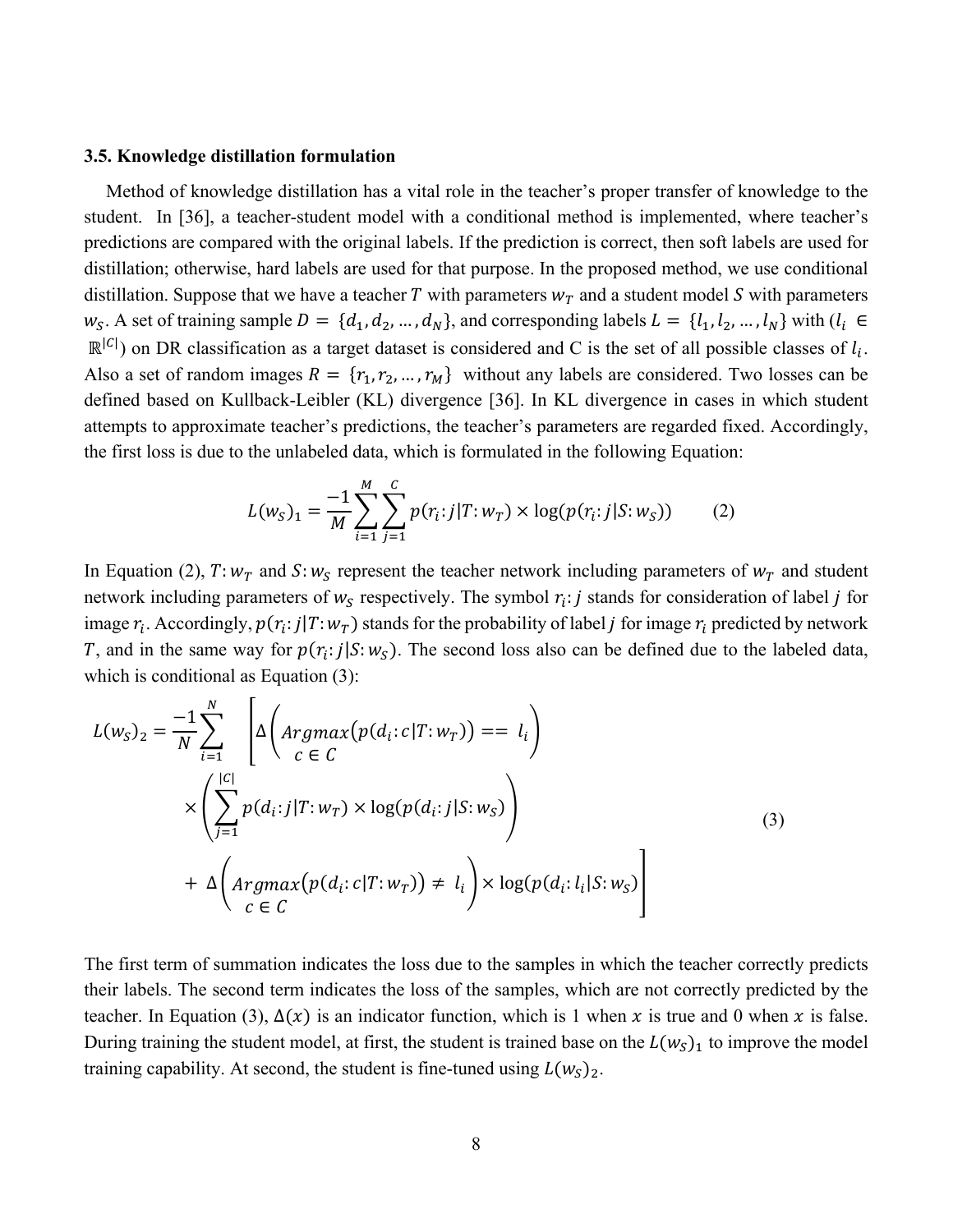### 3.5. Knowledge distillation formulation

Method of knowledge distillation has a vital role in the teacher's proper transfer of knowledge to the student. In [36], a teacher-student model with a conditional method is implemented, where teacher's predictions are compared with the original labels. If the prediction is correct, then soft labels are used for distillation; otherwise, hard labels are used for that purpose. In the proposed method, we use conditional distillation. Suppose that we have a teacher $T$ with parameters $w_T$ and a student model $S$ with parameters $w_S$. A set of training sample $D = \{d_1, d_2, \dots, d_N\}$, and corresponding labels $L = \{l_1, l_2, \dots, l_N\}$ with ($l_i \in \mathbb{R}^{|C|}$) on DR classification as a target dataset is considered and C is the set of all possible classes of $l_i$. Also a set of random images $R = \{r_1, r_2, \dots, r_M\}$ without any labels are considered. Two losses can be defined based on Kullback-Leibler (KL) divergence [36]. In KL divergence in cases in which student attempts to approximate teacher's predictions, the teacher's parameters are regarded fixed. Accordingly, the first loss is due to the unlabeled data, which is formulated in the following Equation:

$$L(w_S)_1 = \frac{-1}{M} \sum_{i=1}^{M} \sum_{j=1}^{C} p(r_i\colon j | T\colon w_T) \times \log(p(r_i\colon j | S\colon w_S)) \tag{2}$$

In Equation (2), $T\colon w_T$ and $S\colon w_S$ represent the teacher network including parameters of $w_T$ and student network including parameters of $w_S$ respectively. The symbol $r_i\colon j$ stands for consideration of label $j$ for image $r_i$. Accordingly, $p(r_i\colon j | T\colon w_T)$ stands for the probability of label $j$ for image $r_i$ predicted by network $T$, and in the same way for $p(r_i\colon j | S\colon w_S)$. The second loss also can be defined due to the labeled data, which is conditional as Equation (3):

$$\begin{aligned} L(w_S)_2 = \frac{-1}{N} \sum_{i=1}^{N} \Bigg[ & \Delta\left( \underset{c \in C}{Argmax}\big(p(d_i\colon c | T\colon w_T)\big) == l_i \right) \\ & \times \left( \sum_{j=1}^{|C|} p(d_i\colon j | T\colon w_T) \times \log(p(d_i\colon j | S\colon w_S)) \right) \\ & + \Delta\left( \underset{c \in C}{Argmax}\big(p(d_i\colon c | T\colon w_T)\big) \neq l_i \right) \times \log(p(d_i\colon l_i | S\colon w_S)) \Bigg] \end{aligned} \tag{3}$$

The first term of summation indicates the loss due to the samples in which the teacher correctly predicts their labels. The second term indicates the loss of the samples, which are not correctly predicted by the teacher. In Equation (3), $\Delta(x)$ is an indicator function, which is 1 when $x$ is true and 0 when $x$ is false. During training the student model, at first, the student is trained base on the $L(w_S)_1$ to improve the model training capability. At second, the student is fine-tuned using $L(w_S)_2$.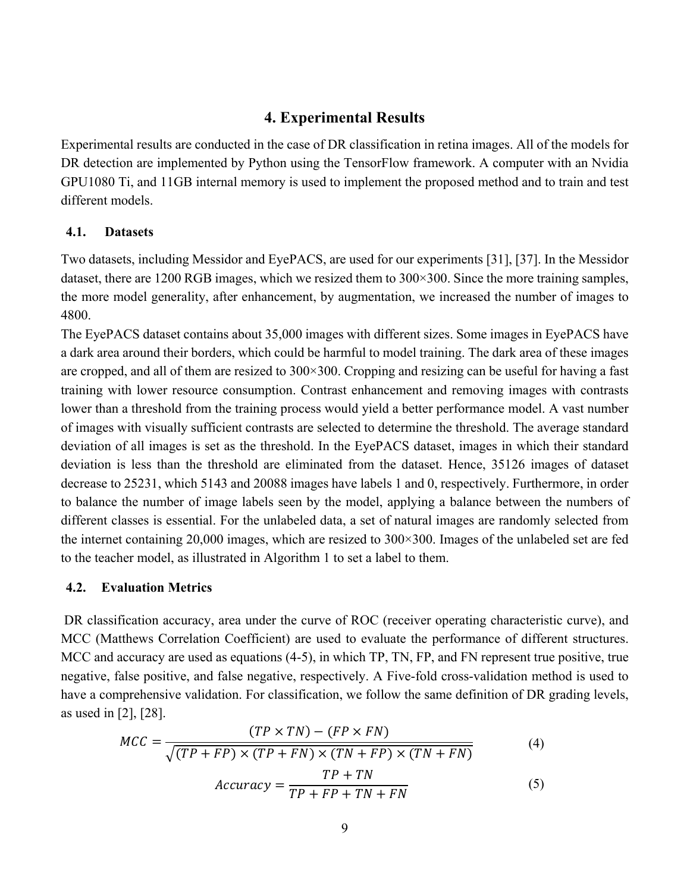# 4. Experimental Results

Experimental results are conducted in the case of DR classification in retina images. All of the models for DR detection are implemented by Python using the TensorFlow framework. A computer with an Nvidia GPU1080 Ti, and 11GB internal memory is used to implement the proposed method and to train and test different models.

## 4.1. Datasets

Two datasets, including Messidor and EyePACS, are used for our experiments [31], [37]. In the Messidor dataset, there are 1200 RGB images, which we resized them to 300×300. Since the more training samples, the more model generality, after enhancement, by augmentation, we increased the number of images to 4800.

The EyePACS dataset contains about 35,000 images with different sizes. Some images in EyePACS have a dark area around their borders, which could be harmful to model training. The dark area of these images are cropped, and all of them are resized to 300×300. Cropping and resizing can be useful for having a fast training with lower resource consumption. Contrast enhancement and removing images with contrasts lower than a threshold from the training process would yield a better performance model. A vast number of images with visually sufficient contrasts are selected to determine the threshold. The average standard deviation of all images is set as the threshold. In the EyePACS dataset, images in which their standard deviation is less than the threshold are eliminated from the dataset. Hence, 35126 images of dataset decrease to 25231, which 5143 and 20088 images have labels 1 and 0, respectively. Furthermore, in order to balance the number of image labels seen by the model, applying a balance between the numbers of different classes is essential. For the unlabeled data, a set of natural images are randomly selected from the internet containing 20,000 images, which are resized to 300×300. Images of the unlabeled set are fed to the teacher model, as illustrated in Algorithm 1 to set a label to them.

## 4.2. Evaluation Metrics

DR classification accuracy, area under the curve of ROC (receiver operating characteristic curve), and MCC (Matthews Correlation Coefficient) are used to evaluate the performance of different structures. MCC and accuracy are used as equations (4-5), in which TP, TN, FP, and FN represent true positive, true negative, false positive, and false negative, respectively. A Five-fold cross-validation method is used to have a comprehensive validation. For classification, we follow the same definition of DR grading levels, as used in [2], [28].

$$MCC = \frac{(TP \times TN) - (FP \times FN)}{\sqrt{(TP + FP) \times (TP + FN) \times (TN + FP) \times (TN + FN)}} \tag{4}$$

$$Accuracy = \frac{TP + TN}{TP + FP + TN + FN} \tag{5}$$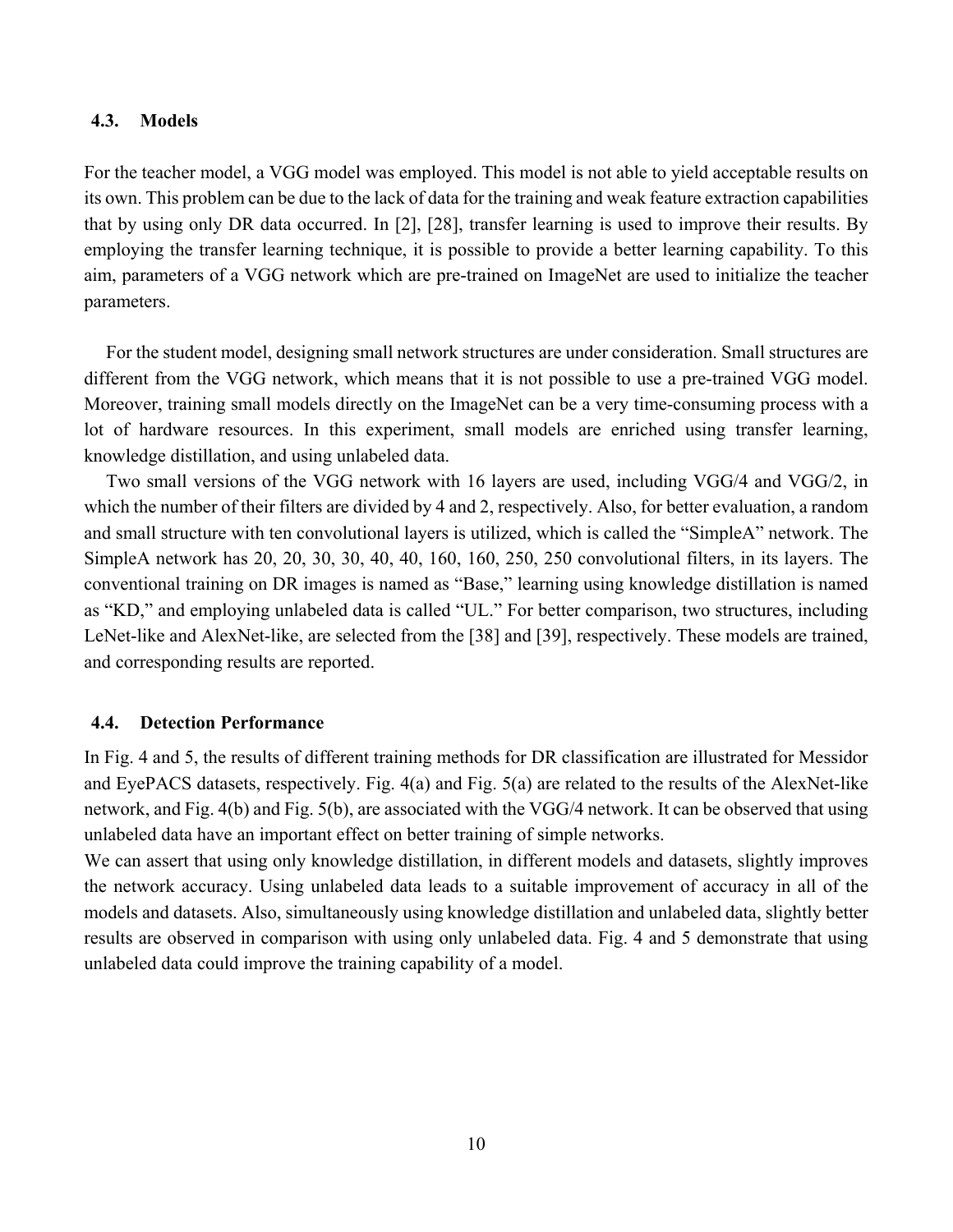### 4.3. Models

For the teacher model, a VGG model was employed. This model is not able to yield acceptable results on its own. This problem can be due to the lack of data for the training and weak feature extraction capabilities that by using only DR data occurred. In [2], [28], transfer learning is used to improve their results. By employing the transfer learning technique, it is possible to provide a better learning capability. To this aim, parameters of a VGG network which are pre-trained on ImageNet are used to initialize the teacher parameters.

For the student model, designing small network structures are under consideration. Small structures are different from the VGG network, which means that it is not possible to use a pre-trained VGG model. Moreover, training small models directly on the ImageNet can be a very time-consuming process with a lot of hardware resources. In this experiment, small models are enriched using transfer learning, knowledge distillation, and using unlabeled data.

Two small versions of the VGG network with 16 layers are used, including VGG/4 and VGG/2, in which the number of their filters are divided by 4 and 2, respectively. Also, for better evaluation, a random and small structure with ten convolutional layers is utilized, which is called the "SimpleA" network. The SimpleA network has 20, 20, 30, 30, 40, 40, 160, 160, 250, 250 convolutional filters, in its layers. The conventional training on DR images is named as "Base," learning using knowledge distillation is named as "KD," and employing unlabeled data is called "UL." For better comparison, two structures, including LeNet-like and AlexNet-like, are selected from the [38] and [39], respectively. These models are trained, and corresponding results are reported.

### 4.4. Detection Performance

In Fig. 4 and 5, the results of different training methods for DR classification are illustrated for Messidor and EyePACS datasets, respectively. Fig. 4(a) and Fig. 5(a) are related to the results of the AlexNet-like network, and Fig. 4(b) and Fig. 5(b), are associated with the VGG/4 network. It can be observed that using unlabeled data have an important effect on better training of simple networks.

We can assert that using only knowledge distillation, in different models and datasets, slightly improves the network accuracy. Using unlabeled data leads to a suitable improvement of accuracy in all of the models and datasets. Also, simultaneously using knowledge distillation and unlabeled data, slightly better results are observed in comparison with using only unlabeled data. Fig. 4 and 5 demonstrate that using unlabeled data could improve the training capability of a model.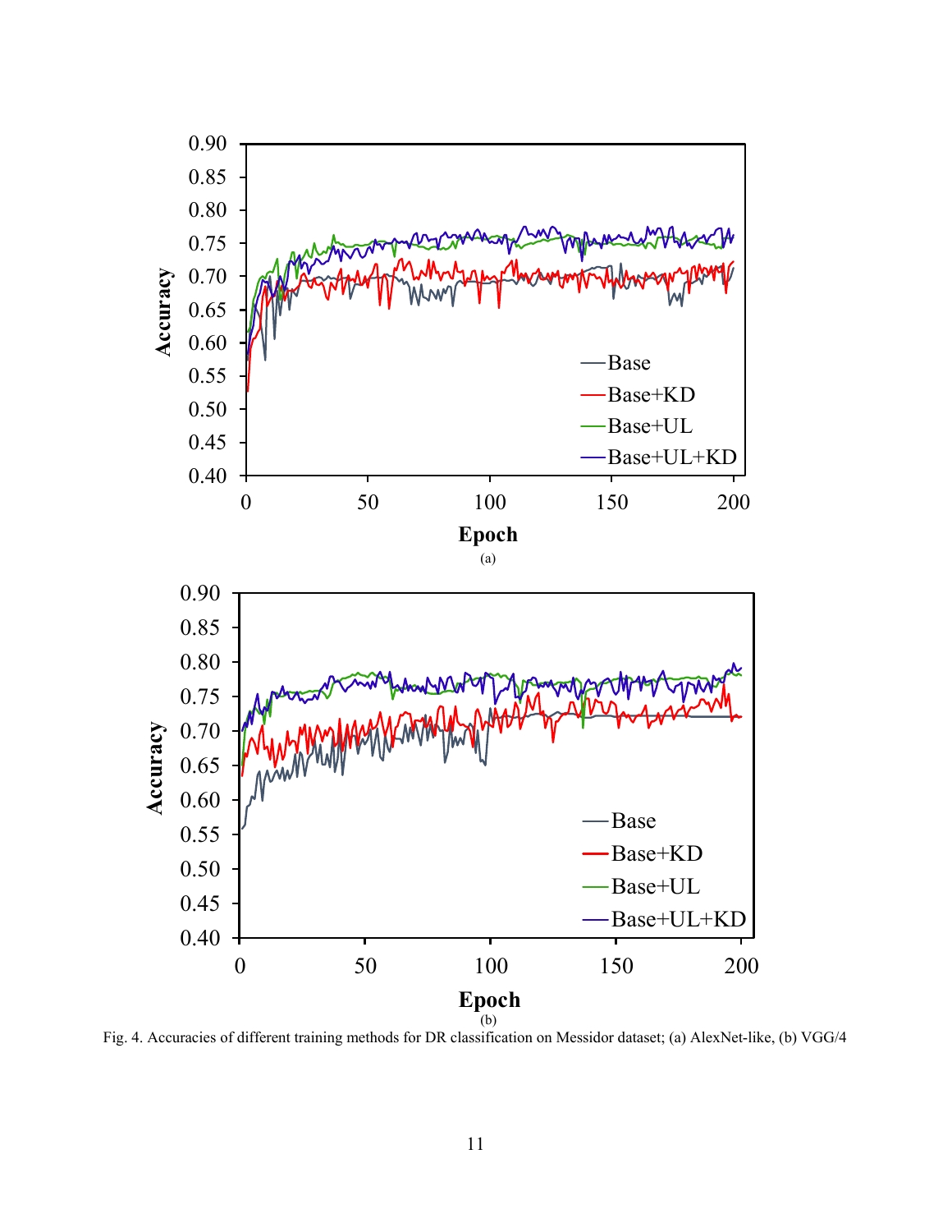Fig. 4. Accuracies of different training methods for DR classification on Messidor dataset; (a) AlexNet-like, (b) VGG/4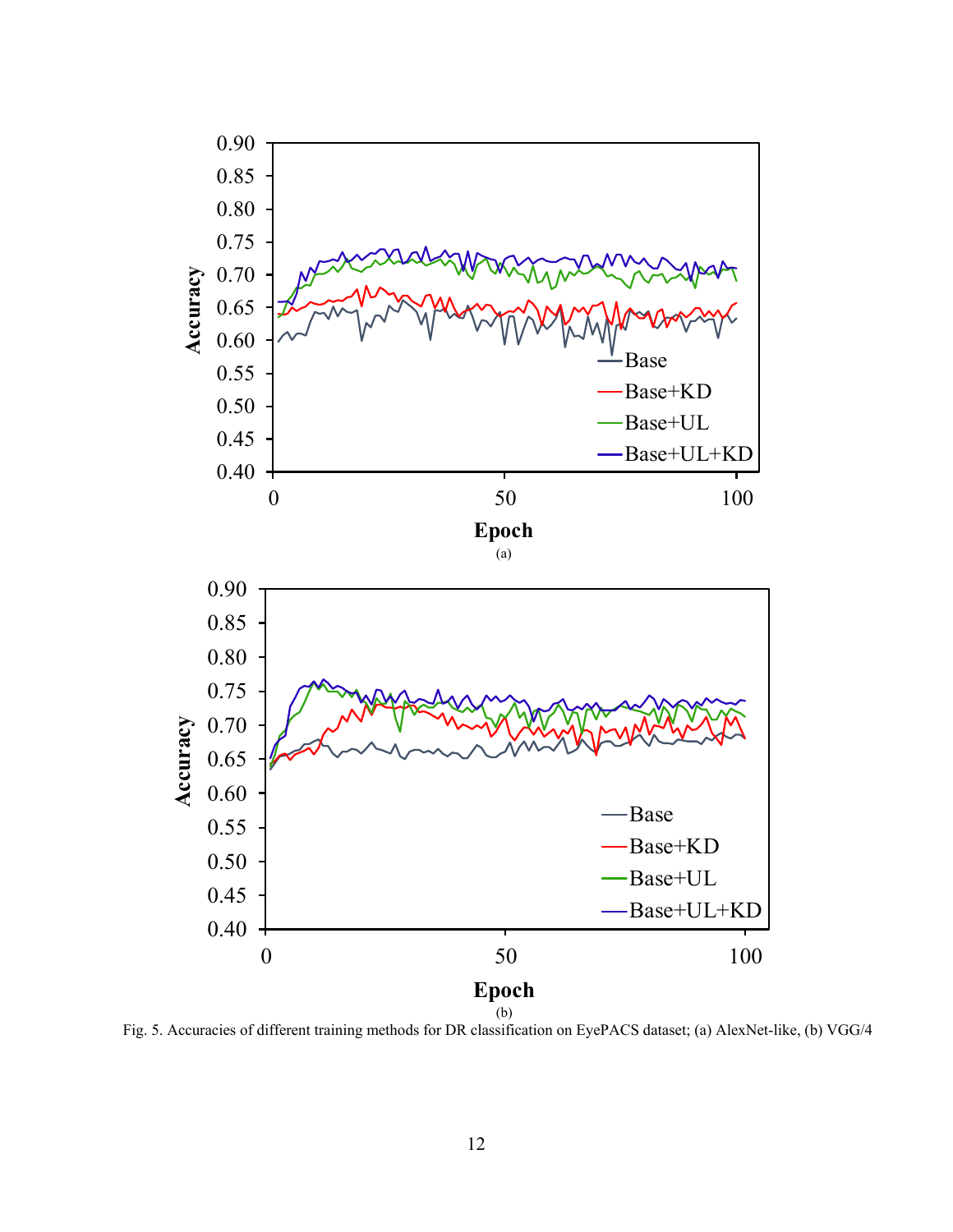Fig. 5. Accuracies of different training methods for DR classification on EyePACS dataset; (a) AlexNet-like, (b) VGG/4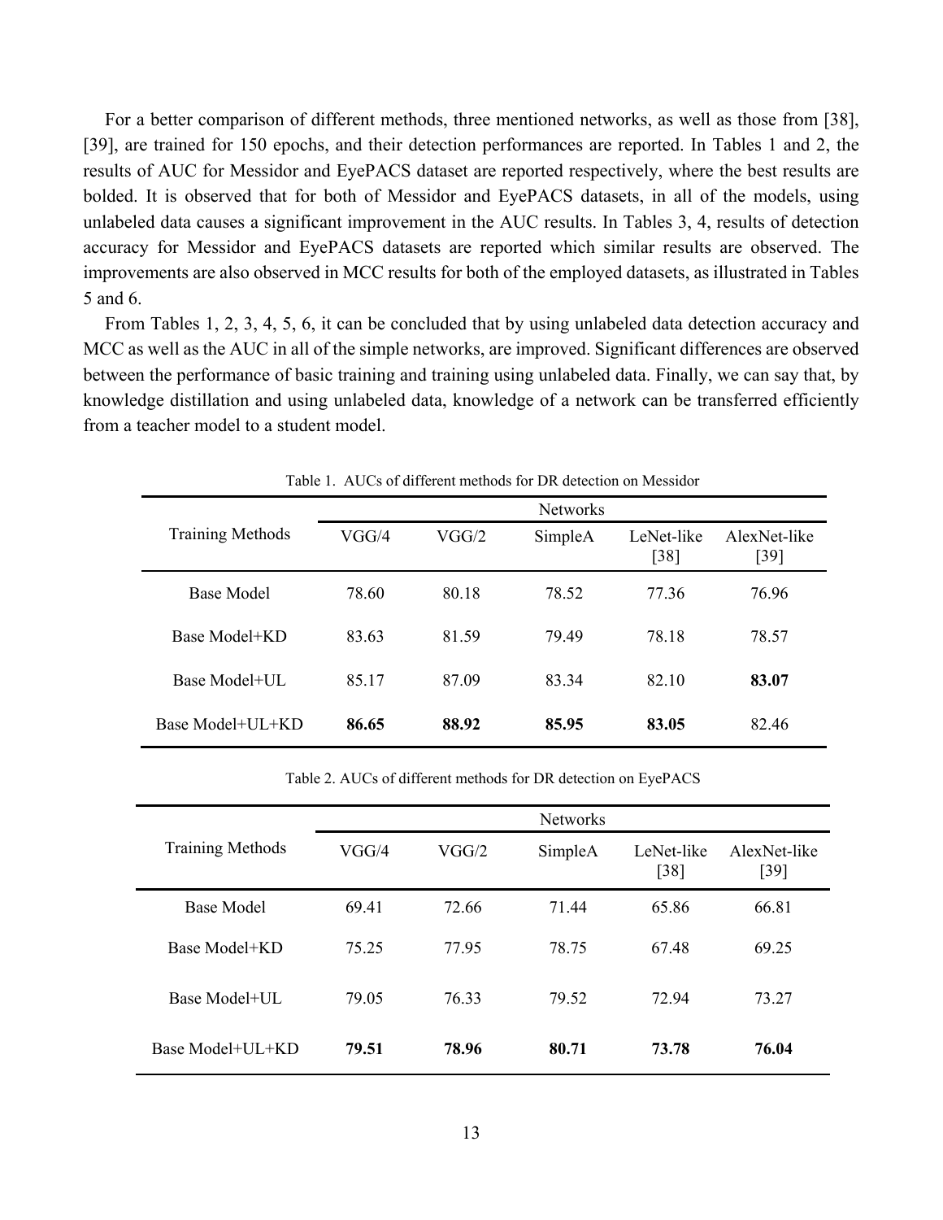For a better comparison of different methods, three mentioned networks, as well as those from [38], [39], are trained for 150 epochs, and their detection performances are reported. In Tables 1 and 2, the results of AUC for Messidor and EyePACS dataset are reported respectively, where the best results are bolded. It is observed that for both of Messidor and EyePACS datasets, in all of the models, using unlabeled data causes a significant improvement in the AUC results. In Tables 3, 4, results of detection accuracy for Messidor and EyePACS datasets are reported which similar results are observed. The improvements are also observed in MCC results for both of the employed datasets, as illustrated in Tables 5 and 6.

From Tables 1, 2, 3, 4, 5, 6, it can be concluded that by using unlabeled data detection accuracy and MCC as well as the AUC in all of the simple networks, are improved. Significant differences are observed between the performance of basic training and training using unlabeled data. Finally, we can say that, by knowledge distillation and using unlabeled data, knowledge of a network can be transferred efficiently from a teacher model to a student model.

Table 1. AUCs of different methods for DR detection on Messidor

| Training Methods | Networks | | | | |
|---|---|---|---|---|---|
| | VGG/4 | VGG/2 | SimpleA | LeNet-like [38] | AlexNet-like [39] |
| Base Model | 78.60 | 80.18 | 78.52 | 77.36 | 76.96 |
| Base Model+KD | 83.63 | 81.59 | 79.49 | 78.18 | 78.57 |
| Base Model+UL | 85.17 | 87.09 | 83.34 | 82.10 | **83.07** |
| Base Model+UL+KD | **86.65** | **88.92** | **85.95** | **83.05** | 82.46 |

Table 2. AUCs of different methods for DR detection on EyePACS

| Training Methods | Networks | | | | |
|---|---|---|---|---|---|
| | VGG/4 | VGG/2 | SimpleA | LeNet-like [38] | AlexNet-like [39] |
| Base Model | 69.41 | 72.66 | 71.44 | 65.86 | 66.81 |
| Base Model+KD | 75.25 | 77.95 | 78.75 | 67.48 | 69.25 |
| Base Model+UL | 79.05 | 76.33 | 79.52 | 72.94 | 73.27 |
| Base Model+UL+KD | **79.51** | **78.96** | **80.71** | **73.78** | **76.04** |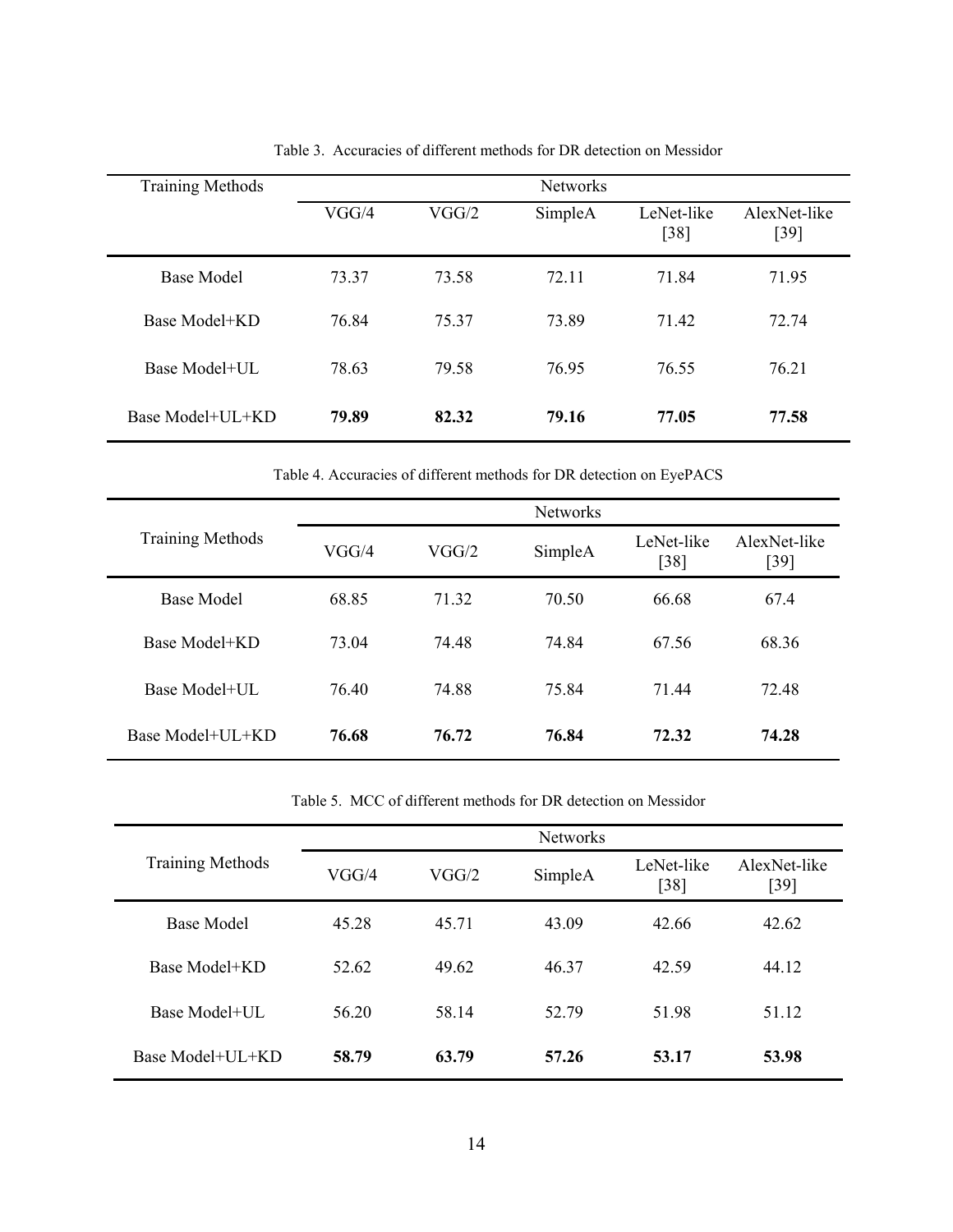Table 3. Accuracies of different methods for DR detection on Messidor

| Training Methods | Networks | | | | |
|---|---|---|---|---|---|
| | VGG/4 | VGG/2 | SimpleA | LeNet-like [38] | AlexNet-like [39] |
| Base Model | 73.37 | 73.58 | 72.11 | 71.84 | 71.95 |
| Base Model+KD | 76.84 | 75.37 | 73.89 | 71.42 | 72.74 |
| Base Model+UL | 78.63 | 79.58 | 76.95 | 76.55 | 76.21 |
| Base Model+UL+KD | **79.89** | **82.32** | **79.16** | **77.05** | **77.58** |

Table 4. Accuracies of different methods for DR detection on EyePACS

| Training Methods | Networks | | | | |
|---|---|---|---|---|---|
| | VGG/4 | VGG/2 | SimpleA | LeNet-like [38] | AlexNet-like [39] |
| Base Model | 68.85 | 71.32 | 70.50 | 66.68 | 67.4 |
| Base Model+KD | 73.04 | 74.48 | 74.84 | 67.56 | 68.36 |
| Base Model+UL | 76.40 | 74.88 | 75.84 | 71.44 | 72.48 |
| Base Model+UL+KD | **76.68** | **76.72** | **76.84** | **72.32** | **74.28** |

Table 5. MCC of different methods for DR detection on Messidor

| Training Methods | Networks | | | | |
|---|---|---|---|---|---|
| | VGG/4 | VGG/2 | SimpleA | LeNet-like [38] | AlexNet-like [39] |
| Base Model | 45.28 | 45.71 | 43.09 | 42.66 | 42.62 |
| Base Model+KD | 52.62 | 49.62 | 46.37 | 42.59 | 44.12 |
| Base Model+UL | 56.20 | 58.14 | 52.79 | 51.98 | 51.12 |
| Base Model+UL+KD | **58.79** | **63.79** | **57.26** | **53.17** | **53.98** |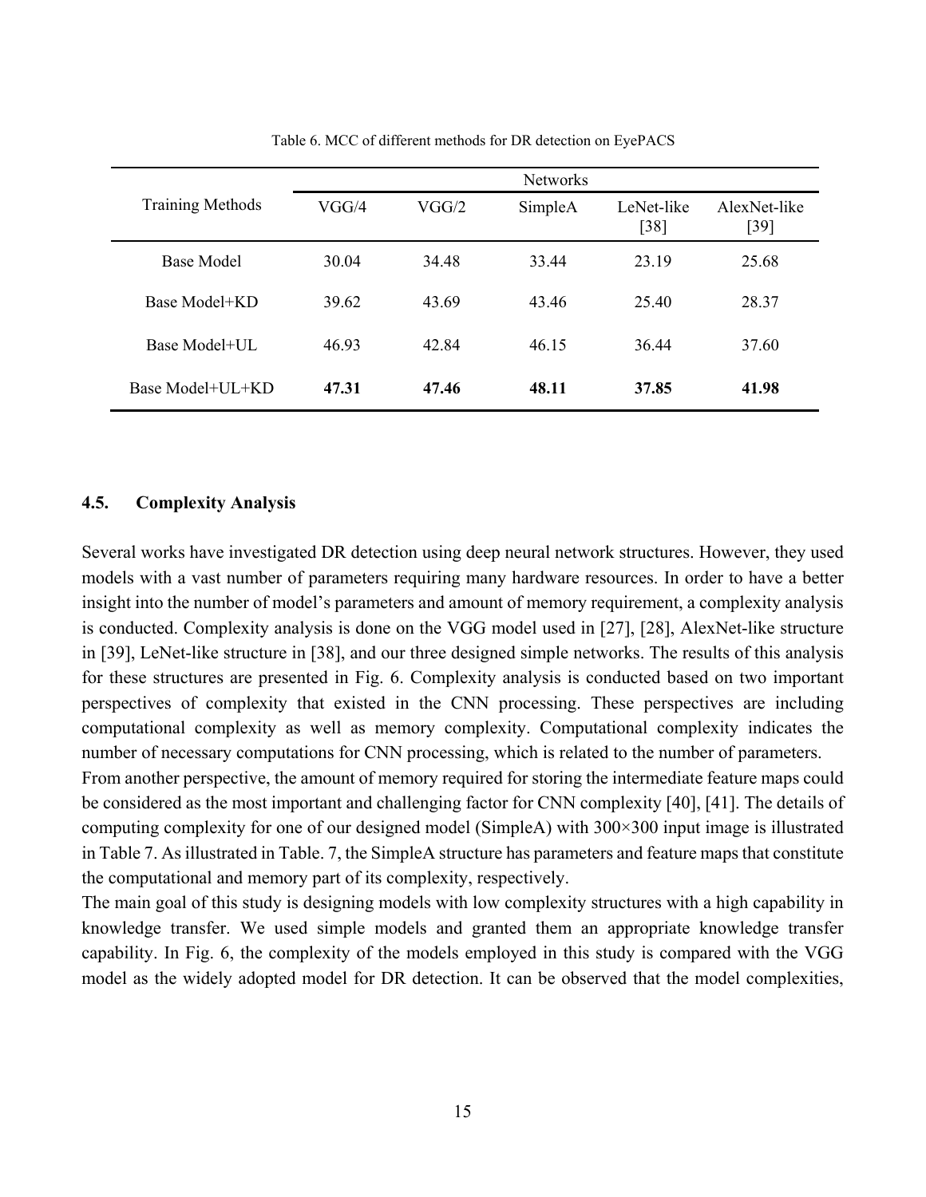Table 6. MCC of different methods for DR detection on EyePACS

| Training Methods | Networks | | | | |
|---|---|---|---|---|---|
| | VGG/4 | VGG/2 | SimpleA | LeNet-like [38] | AlexNet-like [39] |
| Base Model | 30.04 | 34.48 | 33.44 | 23.19 | 25.68 |
| Base Model+KD | 39.62 | 43.69 | 43.46 | 25.40 | 28.37 |
| Base Model+UL | 46.93 | 42.84 | 46.15 | 36.44 | 37.60 |
| Base Model+UL+KD | **47.31** | **47.46** | **48.11** | **37.85** | **41.98** |

### 4.5. Complexity Analysis

Several works have investigated DR detection using deep neural network structures. However, they used models with a vast number of parameters requiring many hardware resources. In order to have a better insight into the number of model's parameters and amount of memory requirement, a complexity analysis is conducted. Complexity analysis is done on the VGG model used in [27], [28], AlexNet-like structure in [39], LeNet-like structure in [38], and our three designed simple networks. The results of this analysis for these structures are presented in Fig. 6. Complexity analysis is conducted based on two important perspectives of complexity that existed in the CNN processing. These perspectives are including computational complexity as well as memory complexity. Computational complexity indicates the number of necessary computations for CNN processing, which is related to the number of parameters.

From another perspective, the amount of memory required for storing the intermediate feature maps could be considered as the most important and challenging factor for CNN complexity [40], [41]. The details of computing complexity for one of our designed model (SimpleA) with 300×300 input image is illustrated in Table 7. As illustrated in Table. 7, the SimpleA structure has parameters and feature maps that constitute the computational and memory part of its complexity, respectively.

The main goal of this study is designing models with low complexity structures with a high capability in knowledge transfer. We used simple models and granted them an appropriate knowledge transfer capability. In Fig. 6, the complexity of the models employed in this study is compared with the VGG model as the widely adopted model for DR detection. It can be observed that the model complexities,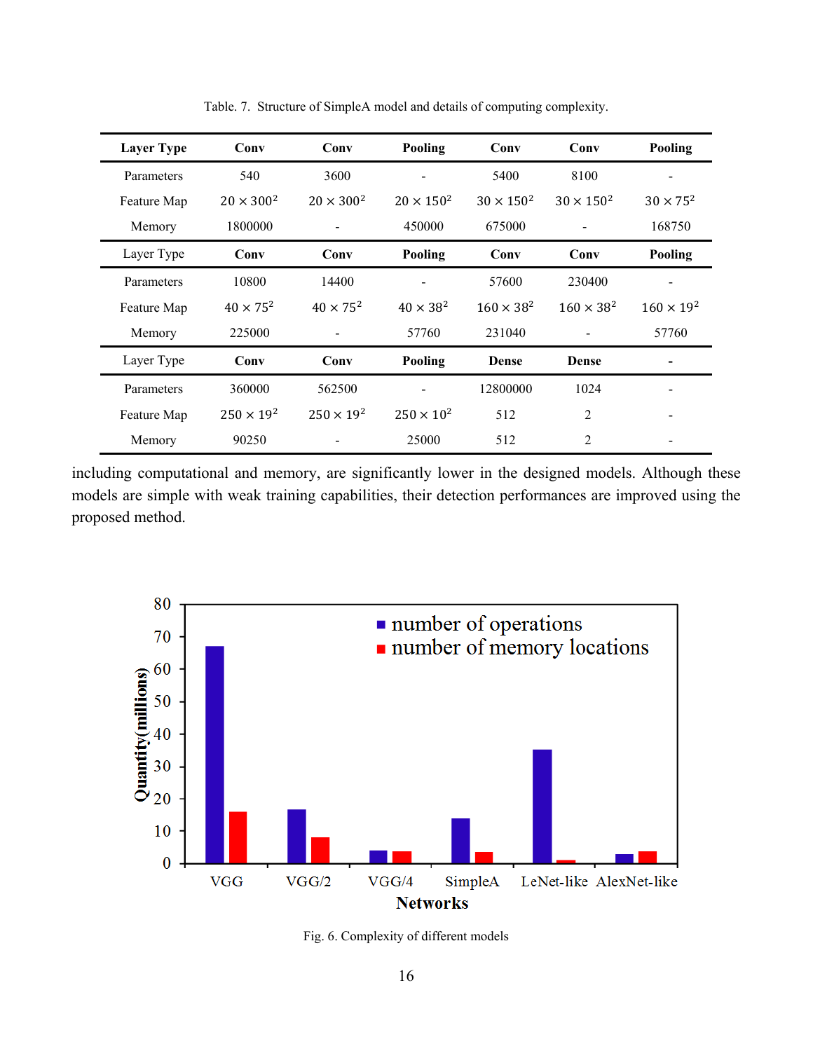Table. 7. Structure of SimpleA model and details of computing complexity.

| **Layer Type** | **Conv** | **Conv** | **Pooling** | **Conv** | **Conv** | **Pooling** |
|---|---|---|---|---|---|---|
| Parameters | 540 | 3600 | - | 5400 | 8100 | - |
| Feature Map | $20 \times 300^2$ | $20 \times 300^2$ | $20 \times 150^2$ | $30 \times 150^2$ | $30 \times 150^2$ | $30 \times 75^2$ |
| Memory | 1800000 | - | 450000 | 675000 | - | 168750 |
| Layer Type | **Conv** | **Conv** | **Pooling** | **Conv** | **Conv** | **Pooling** |
| Parameters | 10800 | 14400 | - | 57600 | 230400 | - |
| Feature Map | $40 \times 75^2$ | $40 \times 75^2$ | $40 \times 38^2$ | $160 \times 38^2$ | $160 \times 38^2$ | $160 \times 19^2$ |
| Memory | 225000 | - | 57760 | 231040 | - | 57760 |
| Layer Type | **Conv** | **Conv** | **Pooling** | **Dense** | **Dense** | **-** |
| Parameters | 360000 | 562500 | - | 12800000 | 1024 | - |
| Feature Map | $250 \times 19^2$ | $250 \times 19^2$ | $250 \times 10^2$ | 512 | 2 | - |
| Memory | 90250 | - | 25000 | 512 | 2 | - |

including computational and memory, are significantly lower in the designed models. Although these models are simple with weak training capabilities, their detection performances are improved using the proposed method.

Fig. 6. Complexity of different models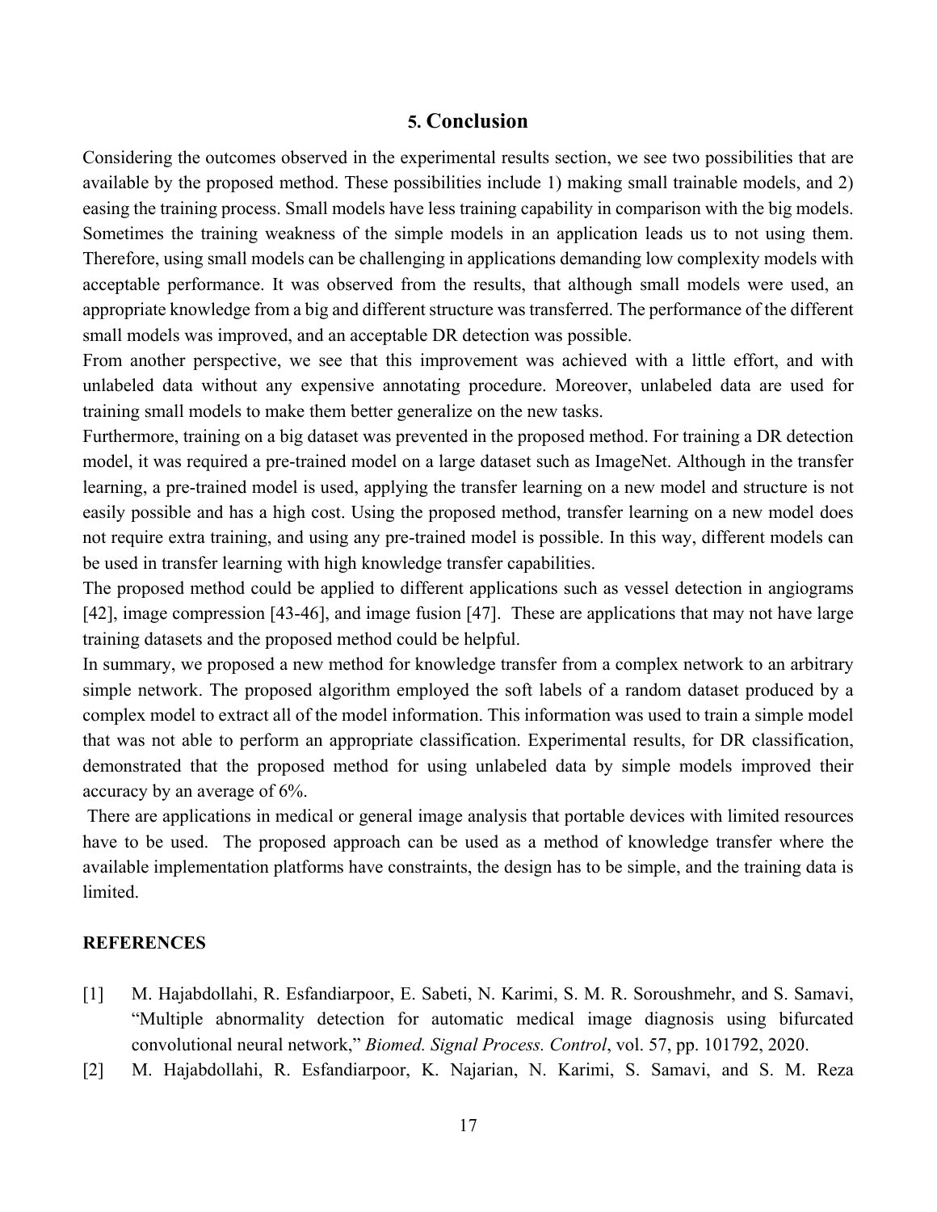## 5. Conclusion

Considering the outcomes observed in the experimental results section, we see two possibilities that are available by the proposed method. These possibilities include 1) making small trainable models, and 2) easing the training process. Small models have less training capability in comparison with the big models. Sometimes the training weakness of the simple models in an application leads us to not using them. Therefore, using small models can be challenging in applications demanding low complexity models with acceptable performance. It was observed from the results, that although small models were used, an appropriate knowledge from a big and different structure was transferred. The performance of the different small models was improved, and an acceptable DR detection was possible.

From another perspective, we see that this improvement was achieved with a little effort, and with unlabeled data without any expensive annotating procedure. Moreover, unlabeled data are used for training small models to make them better generalize on the new tasks.

Furthermore, training on a big dataset was prevented in the proposed method. For training a DR detection model, it was required a pre-trained model on a large dataset such as ImageNet. Although in the transfer learning, a pre-trained model is used, applying the transfer learning on a new model and structure is not easily possible and has a high cost. Using the proposed method, transfer learning on a new model does not require extra training, and using any pre-trained model is possible. In this way, different models can be used in transfer learning with high knowledge transfer capabilities.

The proposed method could be applied to different applications such as vessel detection in angiograms [42], image compression [43-46], and image fusion [47]. These are applications that may not have large training datasets and the proposed method could be helpful.

In summary, we proposed a new method for knowledge transfer from a complex network to an arbitrary simple network. The proposed algorithm employed the soft labels of a random dataset produced by a complex model to extract all of the model information. This information was used to train a simple model that was not able to perform an appropriate classification. Experimental results, for DR classification, demonstrated that the proposed method for using unlabeled data by simple models improved their accuracy by an average of 6%.

There are applications in medical or general image analysis that portable devices with limited resources have to be used. The proposed approach can be used as a method of knowledge transfer where the available implementation platforms have constraints, the design has to be simple, and the training data is limited.

**REFERENCES**

[1] M. Hajabdollahi, R. Esfandiarpoor, E. Sabeti, N. Karimi, S. M. R. Soroushmehr, and S. Samavi, "Multiple abnormality detection for automatic medical image diagnosis using bifurcated convolutional neural network," *Biomed. Signal Process. Control*, vol. 57, pp. 101792, 2020.

[2] M. Hajabdollahi, R. Esfandiarpoor, K. Najarian, N. Karimi, S. Samavi, and S. M. Reza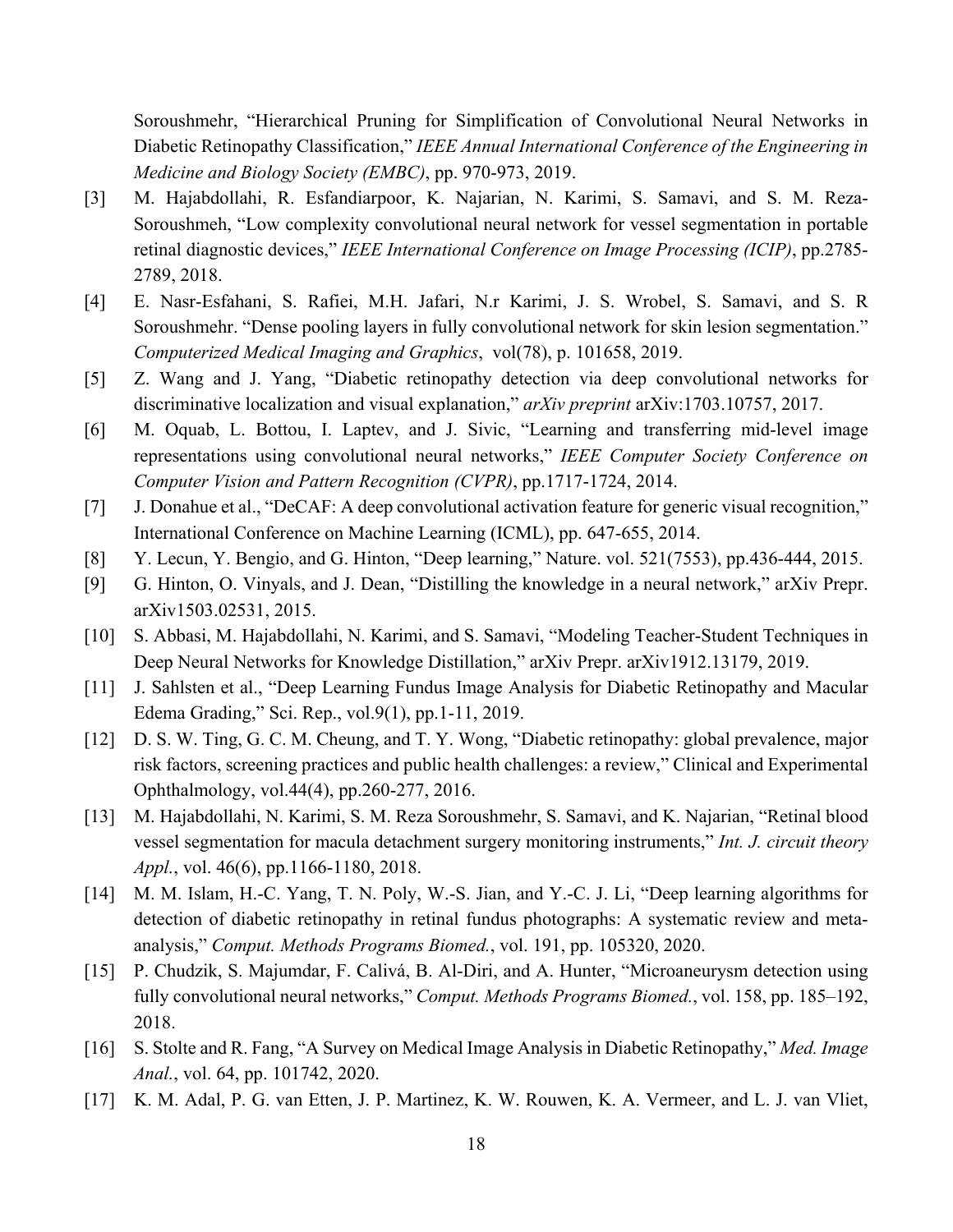Soroushmehr, "Hierarchical Pruning for Simplification of Convolutional Neural Networks in Diabetic Retinopathy Classification," *IEEE Annual International Conference of the Engineering in Medicine and Biology Society (EMBC)*, pp. 970-973, 2019.

[3] M. Hajabdollahi, R. Esfandiarpoor, K. Najarian, N. Karimi, S. Samavi, and S. M. Reza-Soroushmeh, "Low complexity convolutional neural network for vessel segmentation in portable retinal diagnostic devices," *IEEE International Conference on Image Processing (ICIP)*, pp.2785-2789, 2018.

[4] E. Nasr-Esfahani, S. Rafiei, M.H. Jafari, N.r Karimi, J. S. Wrobel, S. Samavi, and S. R Soroushmehr. "Dense pooling layers in fully convolutional network for skin lesion segmentation." *Computerized Medical Imaging and Graphics*, vol(78), p. 101658, 2019.

[5] Z. Wang and J. Yang, "Diabetic retinopathy detection via deep convolutional networks for discriminative localization and visual explanation," *arXiv preprint* arXiv:1703.10757, 2017.

[6] M. Oquab, L. Bottou, I. Laptev, and J. Sivic, "Learning and transferring mid-level image representations using convolutional neural networks," *IEEE Computer Society Conference on Computer Vision and Pattern Recognition (CVPR)*, pp.1717-1724, 2014.

[7] J. Donahue et al., "DeCAF: A deep convolutional activation feature for generic visual recognition," International Conference on Machine Learning (ICML), pp. 647-655, 2014.

[8] Y. Lecun, Y. Bengio, and G. Hinton, "Deep learning," Nature. vol. 521(7553), pp.436-444, 2015.

[9] G. Hinton, O. Vinyals, and J. Dean, "Distilling the knowledge in a neural network," arXiv Prepr. arXiv1503.02531, 2015.

[10] S. Abbasi, M. Hajabdollahi, N. Karimi, and S. Samavi, "Modeling Teacher-Student Techniques in Deep Neural Networks for Knowledge Distillation," arXiv Prepr. arXiv1912.13179, 2019.

[11] J. Sahlsten et al., "Deep Learning Fundus Image Analysis for Diabetic Retinopathy and Macular Edema Grading," Sci. Rep., vol.9(1), pp.1-11, 2019.

[12] D. S. W. Ting, G. C. M. Cheung, and T. Y. Wong, "Diabetic retinopathy: global prevalence, major risk factors, screening practices and public health challenges: a review," Clinical and Experimental Ophthalmology, vol.44(4), pp.260-277, 2016.

[13] M. Hajabdollahi, N. Karimi, S. M. Reza Soroushmehr, S. Samavi, and K. Najarian, "Retinal blood vessel segmentation for macula detachment surgery monitoring instruments," *Int. J. circuit theory Appl.*, vol. 46(6), pp.1166-1180, 2018.

[14] M. M. Islam, H.-C. Yang, T. N. Poly, W.-S. Jian, and Y.-C. J. Li, "Deep learning algorithms for detection of diabetic retinopathy in retinal fundus photographs: A systematic review and meta-analysis," *Comput. Methods Programs Biomed.*, vol. 191, pp. 105320, 2020.

[15] P. Chudzik, S. Majumdar, F. Calivá, B. Al-Diri, and A. Hunter, "Microaneurysm detection using fully convolutional neural networks," *Comput. Methods Programs Biomed.*, vol. 158, pp. 185–192, 2018.

[16] S. Stolte and R. Fang, "A Survey on Medical Image Analysis in Diabetic Retinopathy," *Med. Image Anal.*, vol. 64, pp. 101742, 2020.

[17] K. M. Adal, P. G. van Etten, J. P. Martinez, K. W. Rouwen, K. A. Vermeer, and L. J. van Vliet,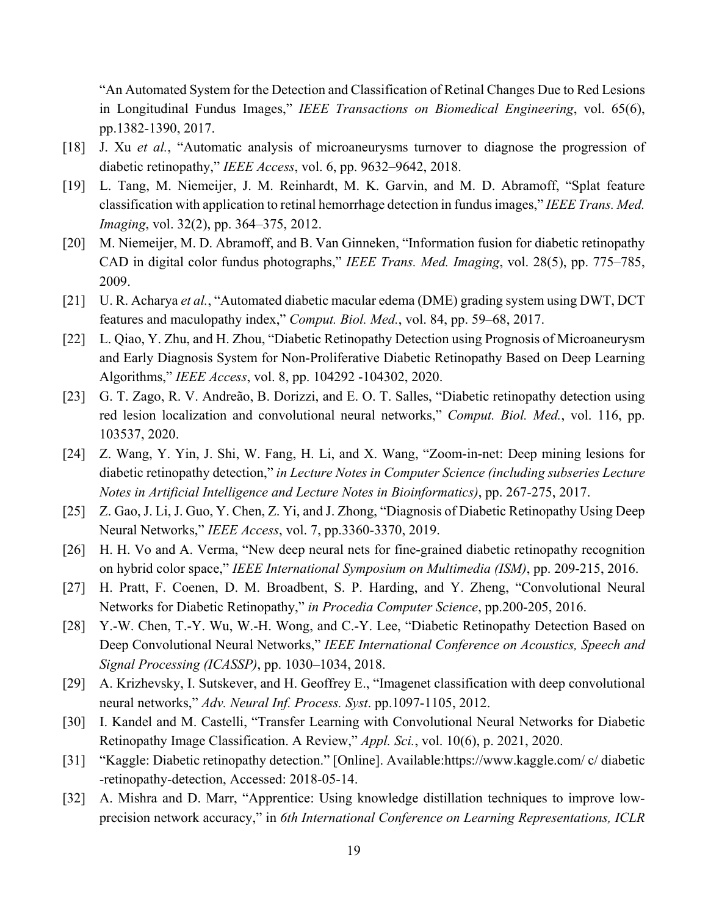"An Automated System for the Detection and Classification of Retinal Changes Due to Red Lesions in Longitudinal Fundus Images," *IEEE Transactions on Biomedical Engineering*, vol. 65(6), pp.1382-1390, 2017.

[18] J. Xu *et al.*, "Automatic analysis of microaneurysms turnover to diagnose the progression of diabetic retinopathy," *IEEE Access*, vol. 6, pp. 9632–9642, 2018.

[19] L. Tang, M. Niemeijer, J. M. Reinhardt, M. K. Garvin, and M. D. Abramoff, "Splat feature classification with application to retinal hemorrhage detection in fundus images," *IEEE Trans. Med. Imaging*, vol. 32(2), pp. 364–375, 2012.

[20] M. Niemeijer, M. D. Abramoff, and B. Van Ginneken, "Information fusion for diabetic retinopathy CAD in digital color fundus photographs," *IEEE Trans. Med. Imaging*, vol. 28(5), pp. 775–785, 2009.

[21] U. R. Acharya *et al.*, "Automated diabetic macular edema (DME) grading system using DWT, DCT features and maculopathy index," *Comput. Biol. Med.*, vol. 84, pp. 59–68, 2017.

[22] L. Qiao, Y. Zhu, and H. Zhou, "Diabetic Retinopathy Detection using Prognosis of Microaneurysm and Early Diagnosis System for Non-Proliferative Diabetic Retinopathy Based on Deep Learning Algorithms," *IEEE Access*, vol. 8, pp. 104292 -104302, 2020.

[23] G. T. Zago, R. V. Andreão, B. Dorizzi, and E. O. T. Salles, "Diabetic retinopathy detection using red lesion localization and convolutional neural networks," *Comput. Biol. Med.*, vol. 116, pp. 103537, 2020.

[24] Z. Wang, Y. Yin, J. Shi, W. Fang, H. Li, and X. Wang, "Zoom-in-net: Deep mining lesions for diabetic retinopathy detection," *in Lecture Notes in Computer Science (including subseries Lecture Notes in Artificial Intelligence and Lecture Notes in Bioinformatics)*, pp. 267-275, 2017.

[25] Z. Gao, J. Li, J. Guo, Y. Chen, Z. Yi, and J. Zhong, "Diagnosis of Diabetic Retinopathy Using Deep Neural Networks," *IEEE Access*, vol. 7, pp.3360-3370, 2019.

[26] H. H. Vo and A. Verma, "New deep neural nets for fine-grained diabetic retinopathy recognition on hybrid color space," *IEEE International Symposium on Multimedia (ISM)*, pp. 209-215, 2016.

[27] H. Pratt, F. Coenen, D. M. Broadbent, S. P. Harding, and Y. Zheng, "Convolutional Neural Networks for Diabetic Retinopathy," *in Procedia Computer Science*, pp.200-205, 2016.

[28] Y.-W. Chen, T.-Y. Wu, W.-H. Wong, and C.-Y. Lee, "Diabetic Retinopathy Detection Based on Deep Convolutional Neural Networks," *IEEE International Conference on Acoustics, Speech and Signal Processing (ICASSP)*, pp. 1030–1034, 2018.

[29] A. Krizhevsky, I. Sutskever, and H. Geoffrey E., "Imagenet classification with deep convolutional neural networks," *Adv. Neural Inf. Process. Syst*. pp.1097-1105, 2012.

[30] I. Kandel and M. Castelli, "Transfer Learning with Convolutional Neural Networks for Diabetic Retinopathy Image Classification. A Review," *Appl. Sci.*, vol. 10(6), p. 2021, 2020.

[31] "Kaggle: Diabetic retinopathy detection." [Online]. Available:https://www.kaggle.com/ c/ diabetic -retinopathy-detection, Accessed: 2018-05-14.

[32] A. Mishra and D. Marr, "Apprentice: Using knowledge distillation techniques to improve low-precision network accuracy," in *6th International Conference on Learning Representations, ICLR*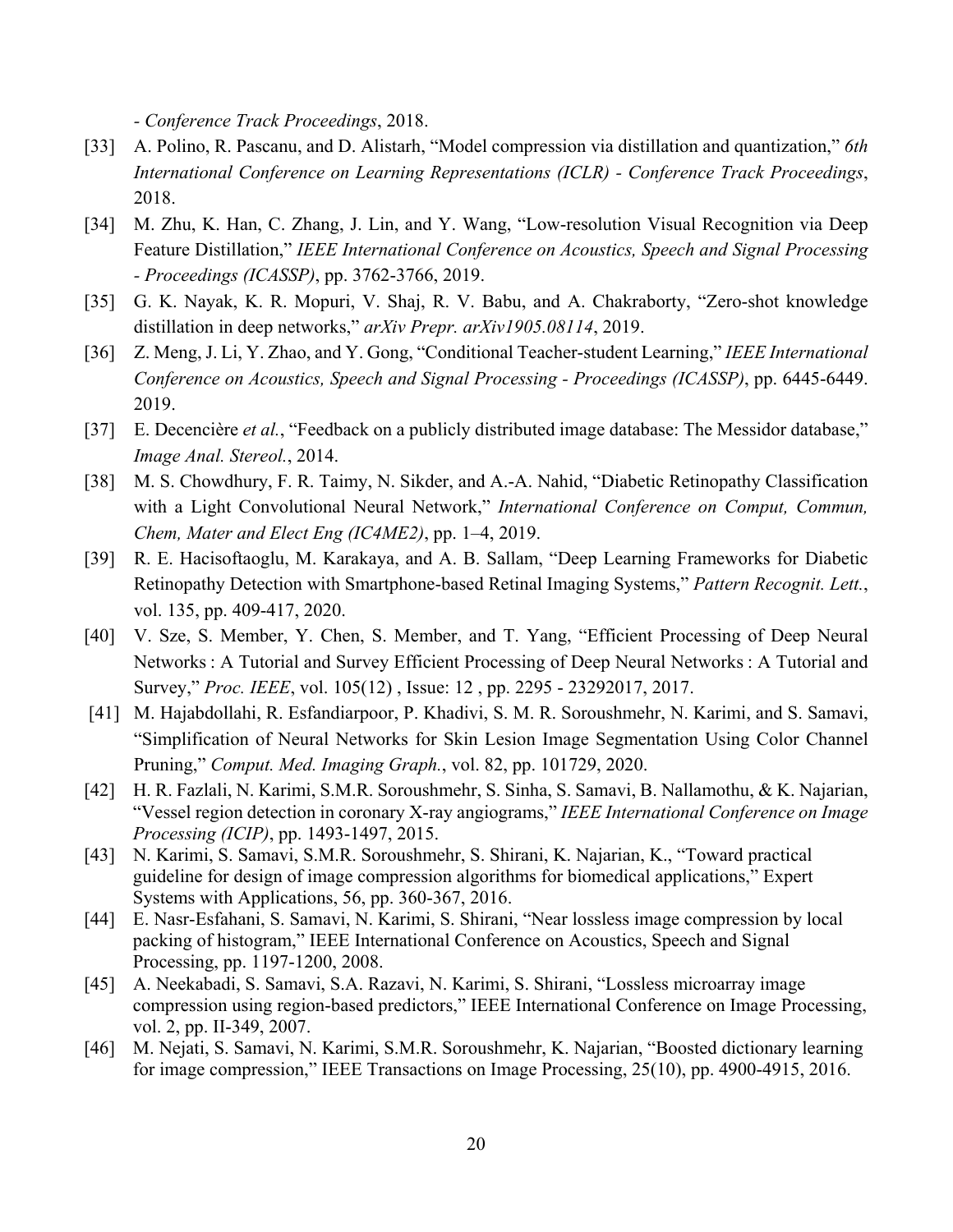- *Conference Track Proceedings*, 2018.

[33] A. Polino, R. Pascanu, and D. Alistarh, "Model compression via distillation and quantization," *6th International Conference on Learning Representations (ICLR) - Conference Track Proceedings*, 2018.

[34] M. Zhu, K. Han, C. Zhang, J. Lin, and Y. Wang, "Low-resolution Visual Recognition via Deep Feature Distillation," *IEEE International Conference on Acoustics, Speech and Signal Processing - Proceedings (ICASSP)*, pp. 3762-3766, 2019.

[35] G. K. Nayak, K. R. Mopuri, V. Shaj, R. V. Babu, and A. Chakraborty, "Zero-shot knowledge distillation in deep networks," *arXiv Prepr. arXiv1905.08114*, 2019.

[36] Z. Meng, J. Li, Y. Zhao, and Y. Gong, "Conditional Teacher-student Learning," *IEEE International Conference on Acoustics, Speech and Signal Processing - Proceedings (ICASSP)*, pp. 6445-6449. 2019.

[37] E. Decencière *et al.*, "Feedback on a publicly distributed image database: The Messidor database," *Image Anal. Stereol.*, 2014.

[38] M. S. Chowdhury, F. R. Taimy, N. Sikder, and A.-A. Nahid, "Diabetic Retinopathy Classification with a Light Convolutional Neural Network," *International Conference on Comput, Commun, Chem, Mater and Elect Eng (IC4ME2)*, pp. 1–4, 2019.

[39] R. E. Hacisoftaoglu, M. Karakaya, and A. B. Sallam, "Deep Learning Frameworks for Diabetic Retinopathy Detection with Smartphone-based Retinal Imaging Systems," *Pattern Recognit. Lett.*, vol. 135, pp. 409-417, 2020.

[40] V. Sze, S. Member, Y. Chen, S. Member, and T. Yang, "Efficient Processing of Deep Neural Networks : A Tutorial and Survey Efficient Processing of Deep Neural Networks : A Tutorial and Survey," *Proc. IEEE*, vol. 105(12) , Issue: 12 , pp. 2295 - 23292017, 2017.

[41] M. Hajabdollahi, R. Esfandiarpoor, P. Khadivi, S. M. R. Soroushmehr, N. Karimi, and S. Samavi, "Simplification of Neural Networks for Skin Lesion Image Segmentation Using Color Channel Pruning," *Comput. Med. Imaging Graph.*, vol. 82, pp. 101729, 2020.

[42] H. R. Fazlali, N. Karimi, S.M.R. Soroushmehr, S. Sinha, S. Samavi, B. Nallamothu, & K. Najarian, "Vessel region detection in coronary X-ray angiograms," *IEEE International Conference on Image Processing (ICIP)*, pp. 1493-1497, 2015.

[43] N. Karimi, S. Samavi, S.M.R. Soroushmehr, S. Shirani, K. Najarian, K., "Toward practical guideline for design of image compression algorithms for biomedical applications," Expert Systems with Applications, 56, pp. 360-367, 2016.

[44] E. Nasr-Esfahani, S. Samavi, N. Karimi, S. Shirani, "Near lossless image compression by local packing of histogram," IEEE International Conference on Acoustics, Speech and Signal Processing, pp. 1197-1200, 2008.

[45] A. Neekabadi, S. Samavi, S.A. Razavi, N. Karimi, S. Shirani, "Lossless microarray image compression using region-based predictors," IEEE International Conference on Image Processing, vol. 2, pp. II-349, 2007.

[46] M. Nejati, S. Samavi, N. Karimi, S.M.R. Soroushmehr, K. Najarian, "Boosted dictionary learning for image compression," IEEE Transactions on Image Processing, 25(10), pp. 4900-4915, 2016.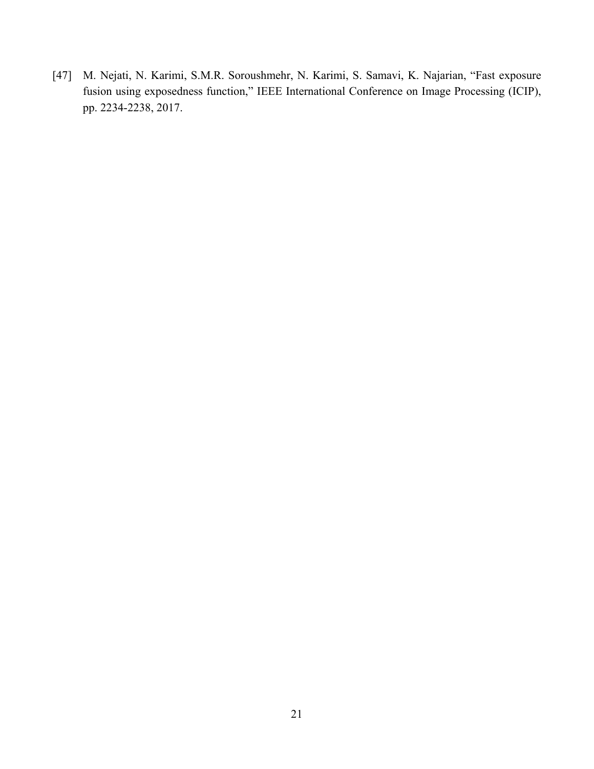[47] M. Nejati, N. Karimi, S.M.R. Soroushmehr, N. Karimi, S. Samavi, K. Najarian, "Fast exposure fusion using exposedness function," IEEE International Conference on Image Processing (ICIP), pp. 2234-2238, 2017.